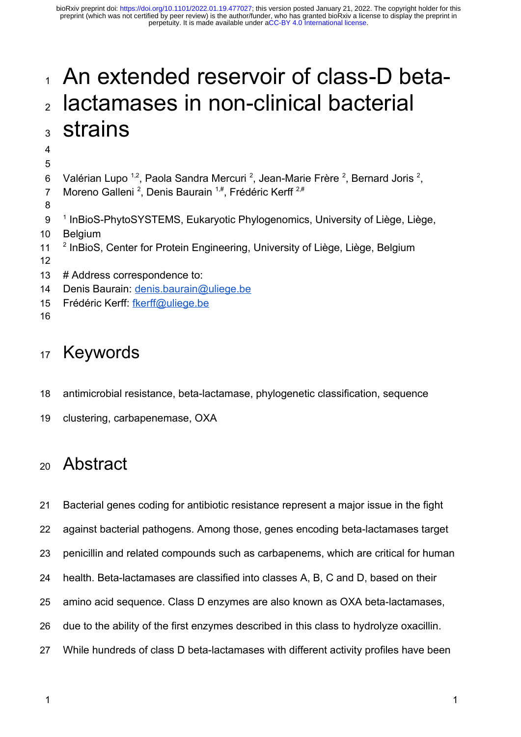# An extended reservoir of class-D beta-lactamases in non-clinical bacterial strains

Valérian Lupo [1,2], Paola Sandra Mercuri [2], Jean-Marie Frère [2], Bernard Joris [2], Moreno Galleni [2], Denis Baurain [1,#], Frédéric Kerff [2,#]

[1] InBioS-PhytoSYSTEMS, Eukaryotic Phylogenomics, University of Liège, Liège, Belgium

[2] InBioS, Center for Protein Engineering, University of Liège, Liège, Belgium

# Address correspondence to:
Denis Baurain: denis.baurain@uliege.be
Frédéric Kerff: fkerff@uliege.be

# Keywords

antimicrobial resistance, beta-lactamase, phylogenetic classification, sequence clustering, carbapenemase, OXA

# Abstract

Bacterial genes coding for antibiotic resistance represent a major issue in the fight against bacterial pathogens. Among those, genes encoding beta-lactamases target penicillin and related compounds such as carbapenems, which are critical for human health. Beta-lactamases are classified into classes A, B, C and D, based on their amino acid sequence. Class D enzymes are also known as OXA beta-lactamases, due to the ability of the first enzymes described in this class to hydrolyze oxacillin. While hundreds of class D beta-lactamases with different activity profiles have been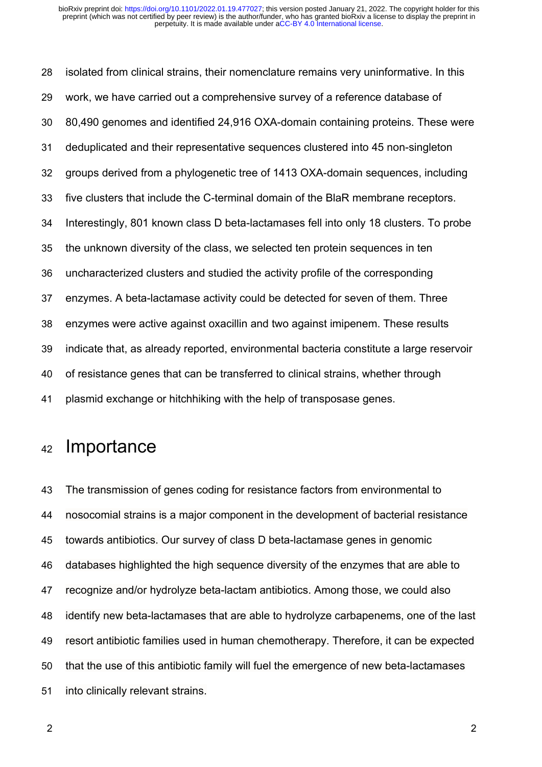isolated from clinical strains, their nomenclature remains very uninformative. In this work, we have carried out a comprehensive survey of a reference database of 80,490 genomes and identified 24,916 OXA-domain containing proteins. These were deduplicated and their representative sequences clustered into 45 non-singleton groups derived from a phylogenetic tree of 1413 OXA-domain sequences, including five clusters that include the C-terminal domain of the BlaR membrane receptors. Interestingly, 801 known class D beta-lactamases fell into only 18 clusters. To probe the unknown diversity of the class, we selected ten protein sequences in ten uncharacterized clusters and studied the activity profile of the corresponding enzymes. A beta-lactamase activity could be detected for seven of them. Three enzymes were active against oxacillin and two against imipenem. These results indicate that, as already reported, environmental bacteria constitute a large reservoir of resistance genes that can be transferred to clinical strains, whether through plasmid exchange or hitchhiking with the help of transposase genes.

# Importance

The transmission of genes coding for resistance factors from environmental to nosocomial strains is a major component in the development of bacterial resistance towards antibiotics. Our survey of class D beta-lactamase genes in genomic databases highlighted the high sequence diversity of the enzymes that are able to recognize and/or hydrolyze beta-lactam antibiotics. Among those, we could also identify new beta-lactamases that are able to hydrolyze carbapenems, one of the last resort antibiotic families used in human chemotherapy. Therefore, it can be expected that the use of this antibiotic family will fuel the emergence of new beta-lactamases into clinically relevant strains.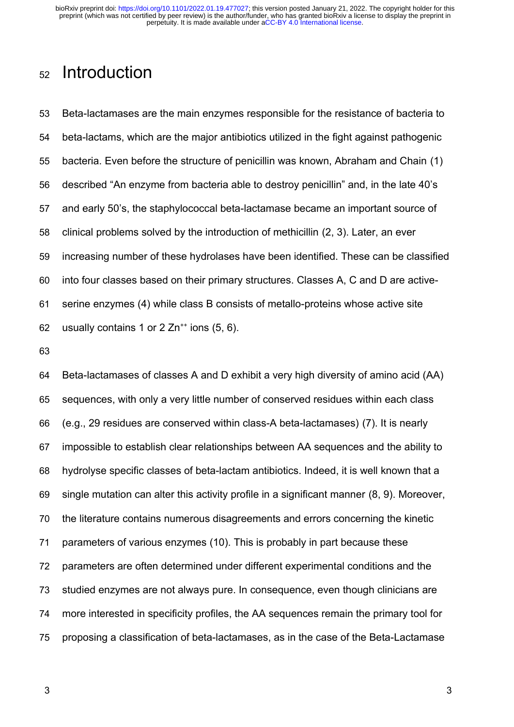# Introduction

Beta-lactamases are the main enzymes responsible for the resistance of bacteria to beta-lactams, which are the major antibiotics utilized in the fight against pathogenic bacteria. Even before the structure of penicillin was known, Abraham and Chain (1) described “An enzyme from bacteria able to destroy penicillin” and, in the late 40’s and early 50’s, the staphylococcal beta-lactamase became an important source of clinical problems solved by the introduction of methicillin (2, 3). Later, an ever increasing number of these hydrolases have been identified. These can be classified into four classes based on their primary structures. Classes A, C and D are active-serine enzymes (4) while class B consists of metallo-proteins whose active site usually contains 1 or 2 $Zn^{++}$ ions (5, 6).

Beta-lactamases of classes A and D exhibit a very high diversity of amino acid (AA) sequences, with only a very little number of conserved residues within each class (e.g., 29 residues are conserved within class-A beta-lactamases) (7). It is nearly impossible to establish clear relationships between AA sequences and the ability to hydrolyse specific classes of beta-lactam antibiotics. Indeed, it is well known that a single mutation can alter this activity profile in a significant manner (8, 9). Moreover, the literature contains numerous disagreements and errors concerning the kinetic parameters of various enzymes (10). This is probably in part because these parameters are often determined under different experimental conditions and the studied enzymes are not always pure. In consequence, even though clinicians are more interested in specificity profiles, the AA sequences remain the primary tool for proposing a classification of beta-lactamases, as in the case of the Beta-Lactamase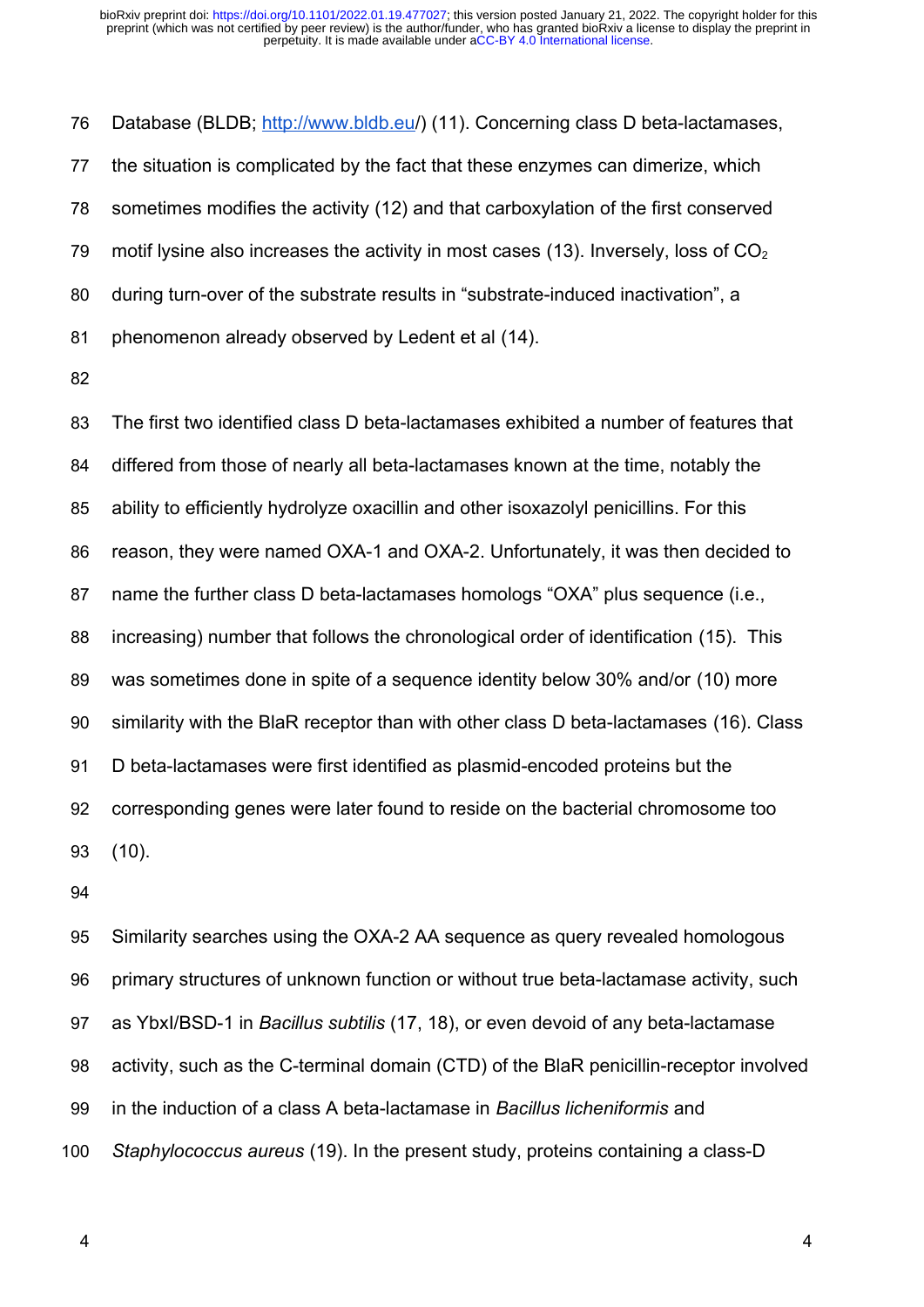Database (BLDB; http://www.bldb.eu/) (11). Concerning class D beta-lactamases, the situation is complicated by the fact that these enzymes can dimerize, which sometimes modifies the activity (12) and that carboxylation of the first conserved motif lysine also increases the activity in most cases (13). Inversely, loss of $CO_2$ during turn-over of the substrate results in "substrate-induced inactivation", a phenomenon already observed by Ledent et al (14).

The first two identified class D beta-lactamases exhibited a number of features that differed from those of nearly all beta-lactamases known at the time, notably the ability to efficiently hydrolyze oxacillin and other isoxazolyl penicillins. For this reason, they were named OXA-1 and OXA-2. Unfortunately, it was then decided to name the further class D beta-lactamases homologs "OXA" plus sequence (i.e., increasing) number that follows the chronological order of identification (15). This was sometimes done in spite of a sequence identity below 30% and/or (10) more similarity with the BlaR receptor than with other class D beta-lactamases (16). Class D beta-lactamases were first identified as plasmid-encoded proteins but the corresponding genes were later found to reside on the bacterial chromosome too (10).

Similarity searches using the OXA-2 AA sequence as query revealed homologous primary structures of unknown function or without true beta-lactamase activity, such as YbxI/BSD-1 in *Bacillus subtilis* (17, 18), or even devoid of any beta-lactamase activity, such as the C-terminal domain (CTD) of the BlaR penicillin-receptor involved in the induction of a class A beta-lactamase in *Bacillus licheniformis* and *Staphylococcus aureus* (19). In the present study, proteins containing a class-D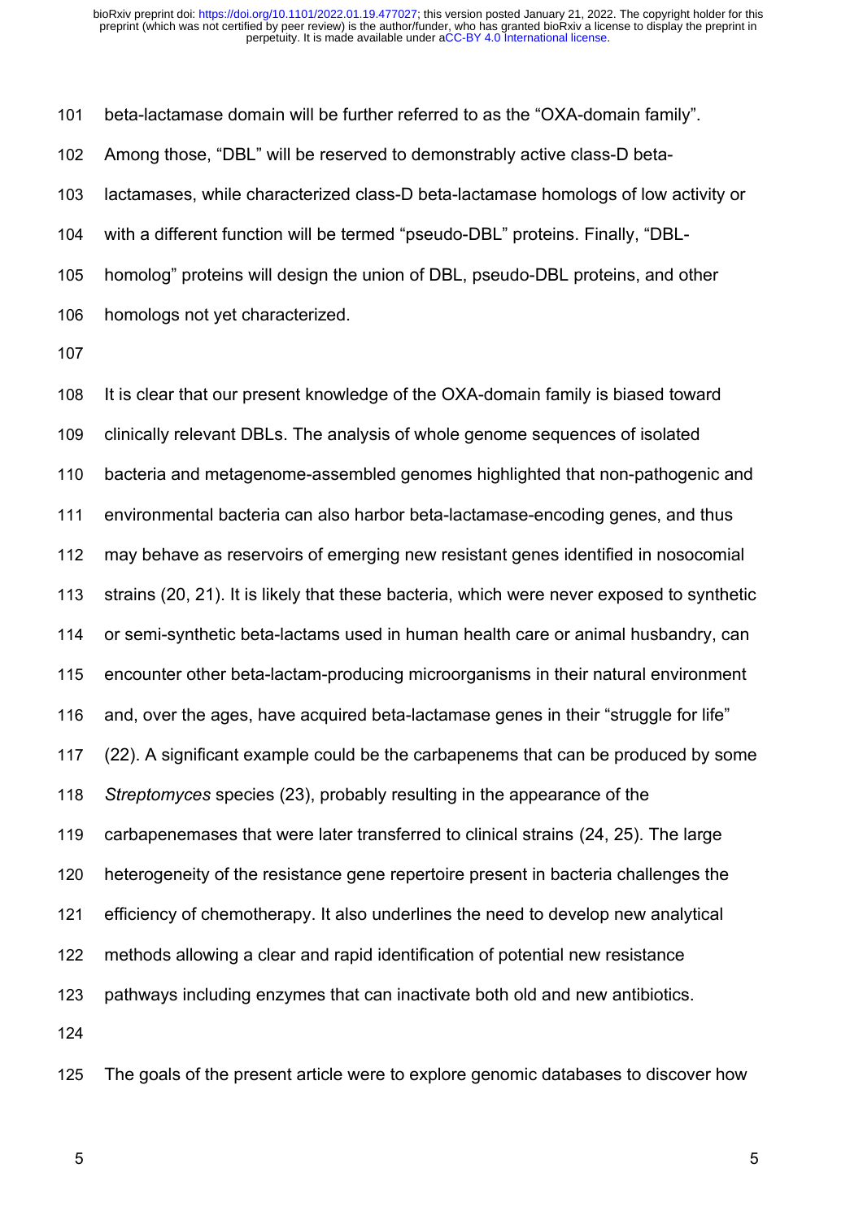beta-lactamase domain will be further referred to as the "OXA-domain family". Among those, "DBL" will be reserved to demonstrably active class-D beta-lactamases, while characterized class-D beta-lactamase homologs of low activity or with a different function will be termed "pseudo-DBL" proteins. Finally, "DBL-homolog" proteins will design the union of DBL, pseudo-DBL proteins, and other homologs not yet characterized.

It is clear that our present knowledge of the OXA-domain family is biased toward clinically relevant DBLs. The analysis of whole genome sequences of isolated bacteria and metagenome-assembled genomes highlighted that non-pathogenic and environmental bacteria can also harbor beta-lactamase-encoding genes, and thus may behave as reservoirs of emerging new resistant genes identified in nosocomial strains (20, 21). It is likely that these bacteria, which were never exposed to synthetic or semi-synthetic beta-lactams used in human health care or animal husbandry, can encounter other beta-lactam-producing microorganisms in their natural environment and, over the ages, have acquired beta-lactamase genes in their "struggle for life" (22). A significant example could be the carbapenems that can be produced by some *Streptomyces* species (23), probably resulting in the appearance of the carbapenemases that were later transferred to clinical strains (24, 25). The large heterogeneity of the resistance gene repertoire present in bacteria challenges the efficiency of chemotherapy. It also underlines the need to develop new analytical methods allowing a clear and rapid identification of potential new resistance pathways including enzymes that can inactivate both old and new antibiotics.

The goals of the present article were to explore genomic databases to discover how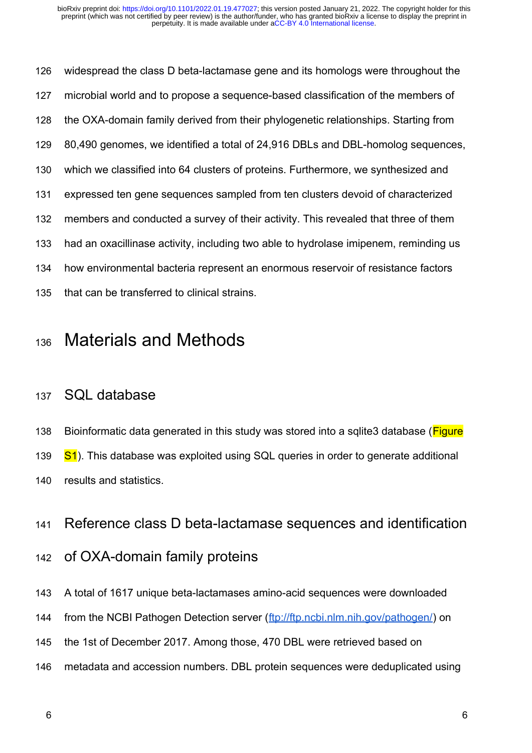widespread the class D beta-lactamase gene and its homologs were throughout the microbial world and to propose a sequence-based classification of the members of the OXA-domain family derived from their phylogenetic relationships. Starting from 80,490 genomes, we identified a total of 24,916 DBLs and DBL-homolog sequences, which we classified into 64 clusters of proteins. Furthermore, we synthesized and expressed ten gene sequences sampled from ten clusters devoid of characterized members and conducted a survey of their activity. This revealed that three of them had an oxacillinase activity, including two able to hydrolase imipenem, reminding us how environmental bacteria represent an enormous reservoir of resistance factors that can be transferred to clinical strains.

# Materials and Methods

## SQL database

Bioinformatic data generated in this study was stored into a sqlite3 database (Figure S1). This database was exploited using SQL queries in order to generate additional results and statistics.

## Reference class D beta-lactamase sequences and identification of OXA-domain family proteins

A total of 1617 unique beta-lactamases amino-acid sequences were downloaded from the NCBI Pathogen Detection server (ftp://ftp.ncbi.nlm.nih.gov/pathogen/) on the 1st of December 2017. Among those, 470 DBL were retrieved based on metadata and accession numbers. DBL protein sequences were deduplicated using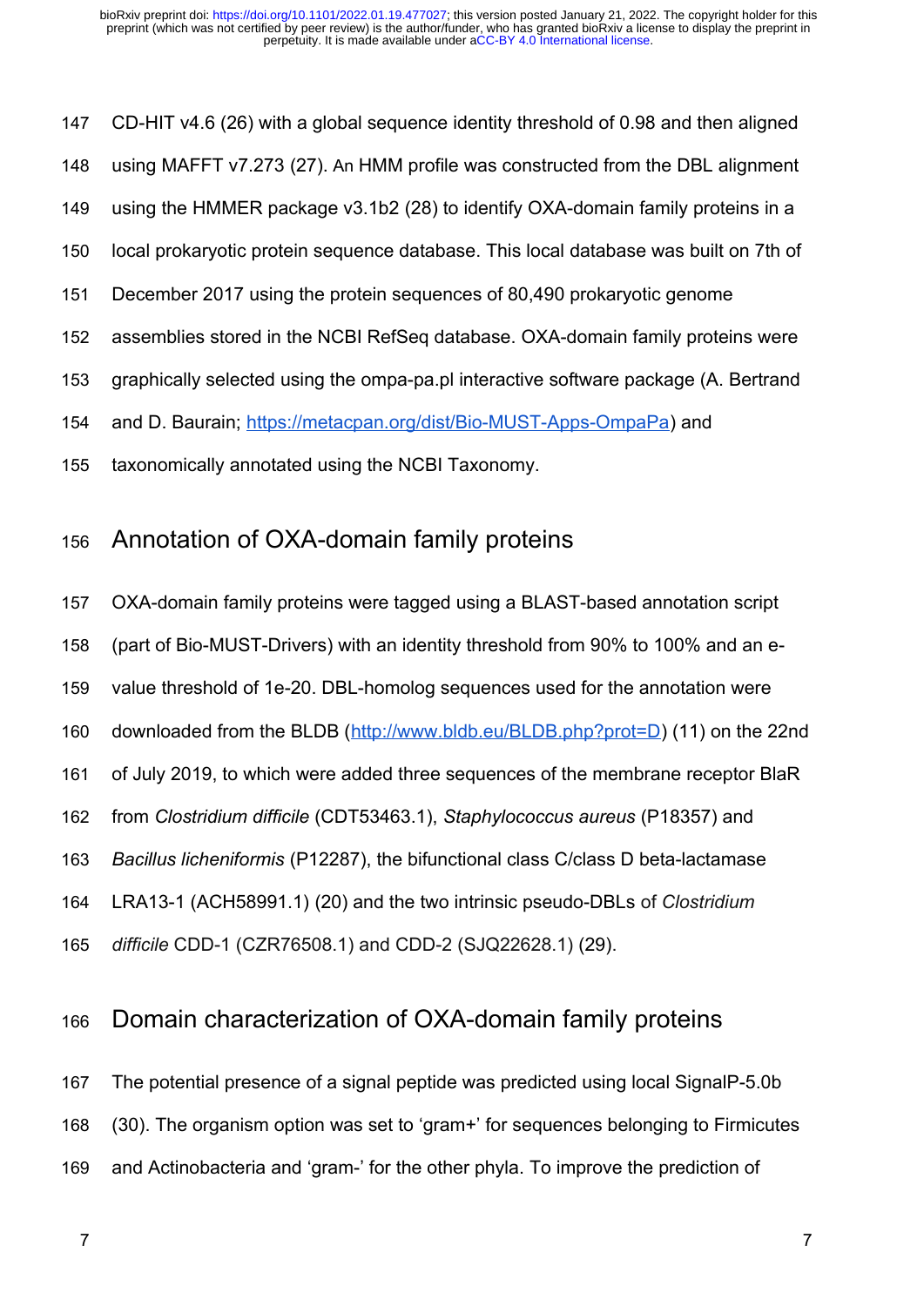CD-HIT v4.6 (26) with a global sequence identity threshold of 0.98 and then aligned using MAFFT v7.273 (27). An HMM profile was constructed from the DBL alignment using the HMMER package v3.1b2 (28) to identify OXA-domain family proteins in a local prokaryotic protein sequence database. This local database was built on 7th of December 2017 using the protein sequences of 80,490 prokaryotic genome assemblies stored in the NCBI RefSeq database. OXA-domain family proteins were graphically selected using the ompa-pa.pl interactive software package (A. Bertrand and D. Baurain; https://metacpan.org/dist/Bio-MUST-Apps-OmpaPa) and taxonomically annotated using the NCBI Taxonomy.

## Annotation of OXA-domain family proteins

OXA-domain family proteins were tagged using a BLAST-based annotation script (part of Bio-MUST-Drivers) with an identity threshold from 90% to 100% and an e-value threshold of 1e-20. DBL-homolog sequences used for the annotation were downloaded from the BLDB (http://www.bldb.eu/BLDB.php?prot=D) (11) on the 22nd of July 2019, to which were added three sequences of the membrane receptor BlaR from *Clostridium difficile* (CDT53463.1), *Staphylococcus aureus* (P18357) and *Bacillus licheniformis* (P12287), the bifunctional class C/class D beta-lactamase LRA13-1 (ACH58991.1) (20) and the two intrinsic pseudo-DBLs of *Clostridium difficile* CDD-1 (CZR76508.1) and CDD-2 (SJQ22628.1) (29).

## Domain characterization of OXA-domain family proteins

The potential presence of a signal peptide was predicted using local SignalP-5.0b (30). The organism option was set to 'gram+' for sequences belonging to Firmicutes and Actinobacteria and 'gram-' for the other phyla. To improve the prediction of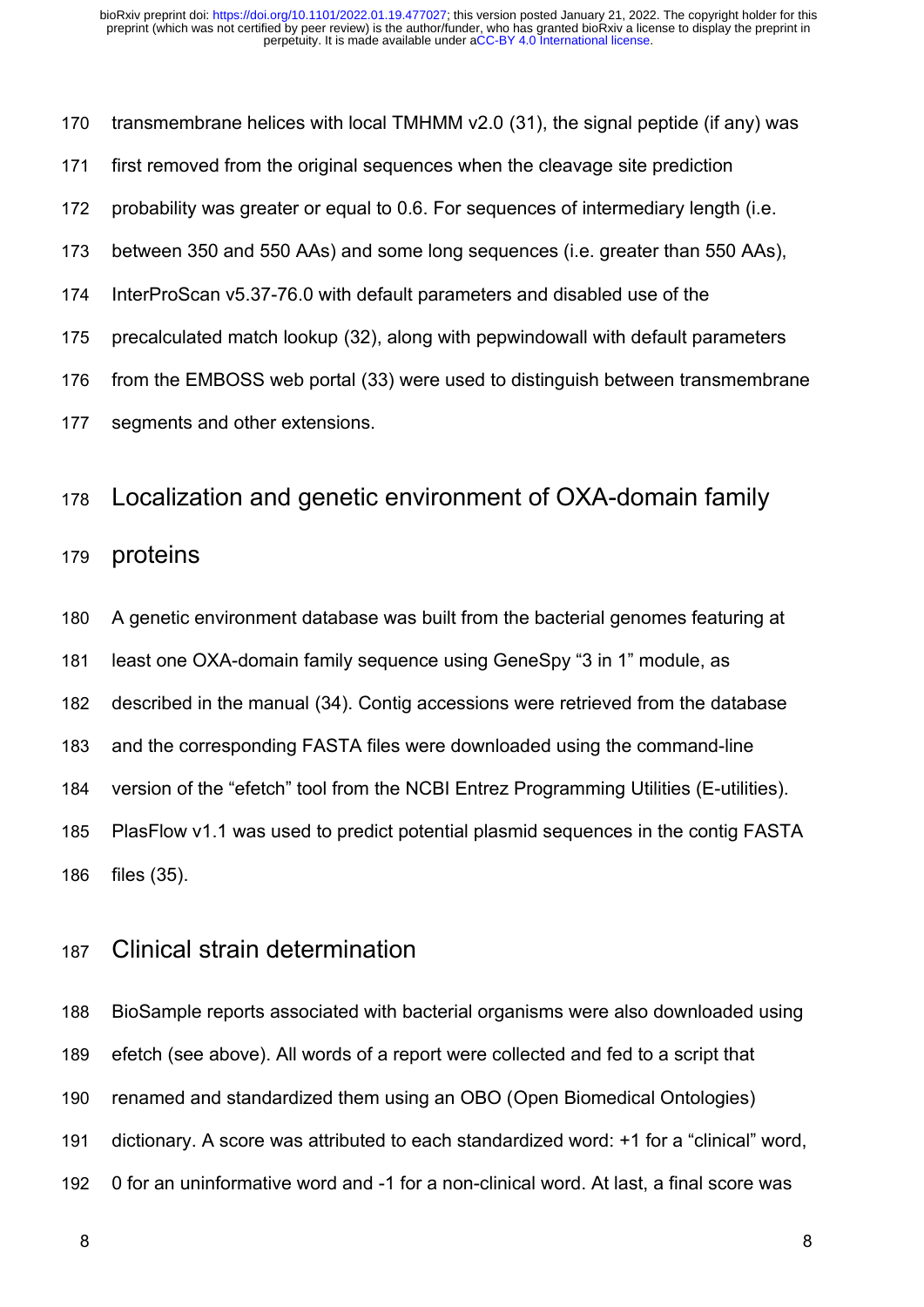transmembrane helices with local TMHMM v2.0 (31), the signal peptide (if any) was first removed from the original sequences when the cleavage site prediction probability was greater or equal to 0.6. For sequences of intermediary length (i.e. between 350 and 550 AAs) and some long sequences (i.e. greater than 550 AAs), InterProScan v5.37-76.0 with default parameters and disabled use of the precalculated match lookup (32), along with pepwindowall with default parameters from the EMBOSS web portal (33) were used to distinguish between transmembrane segments and other extensions.

## Localization and genetic environment of OXA-domain family proteins

A genetic environment database was built from the bacterial genomes featuring at least one OXA-domain family sequence using GeneSpy "3 in 1" module, as described in the manual (34). Contig accessions were retrieved from the database and the corresponding FASTA files were downloaded using the command-line version of the "efetch" tool from the NCBI Entrez Programming Utilities (E-utilities). PlasFlow v1.1 was used to predict potential plasmid sequences in the contig FASTA files (35).

## Clinical strain determination

BioSample reports associated with bacterial organisms were also downloaded using efetch (see above). All words of a report were collected and fed to a script that renamed and standardized them using an OBO (Open Biomedical Ontologies) dictionary. A score was attributed to each standardized word: +1 for a "clinical" word, 0 for an uninformative word and -1 for a non-clinical word. At last, a final score was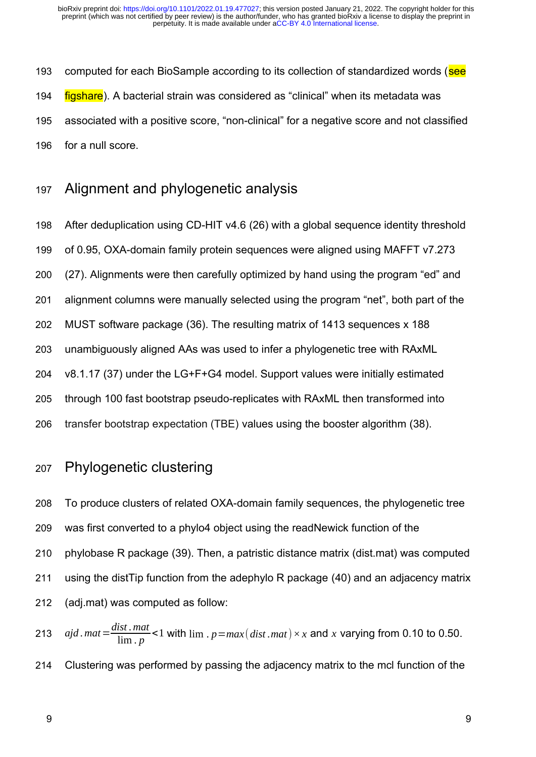computed for each BioSample according to its collection of standardized words (see figshare). A bacterial strain was considered as "clinical" when its metadata was associated with a positive score, "non-clinical" for a negative score and not classified for a null score.

## Alignment and phylogenetic analysis

After deduplication using CD-HIT v4.6 (26) with a global sequence identity threshold of 0.95, OXA-domain family protein sequences were aligned using MAFFT v7.273 (27). Alignments were then carefully optimized by hand using the program "ed" and alignment columns were manually selected using the program "net", both part of the MUST software package (36). The resulting matrix of 1413 sequences x 188 unambiguously aligned AAs was used to infer a phylogenetic tree with RAxML v8.1.17 (37) under the LG+F+G4 model. Support values were initially estimated through 100 fast bootstrap pseudo-replicates with RAxML then transformed into transfer bootstrap expectation (TBE) values using the booster algorithm (38).

## Phylogenetic clustering

To produce clusters of related OXA-domain family sequences, the phylogenetic tree was first converted to a phylo4 object using the readNewick function of the phylobase R package (39). Then, a patristic distance matrix (dist.mat) was computed using the distTip function from the adephylo R package (40) and an adjacency matrix (adj.mat) was computed as follow:

$ajd.mat = \frac{dist.mat}{\lim.p} < 1$ with $\lim.p = max(dist.mat) \times x$ and $x$ varying from 0.10 to 0.50.

Clustering was performed by passing the adjacency matrix to the mcl function of the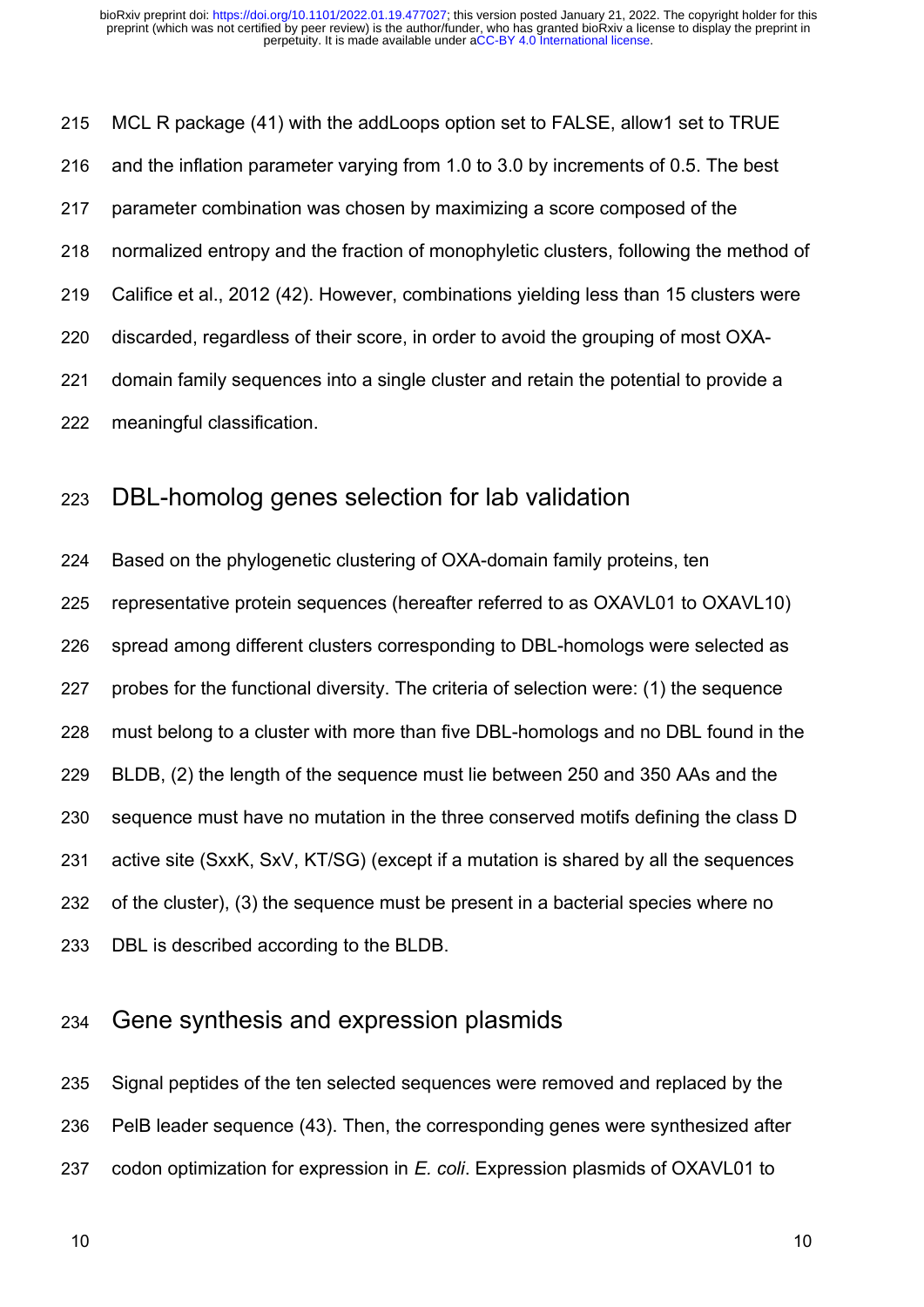MCL R package (41) with the addLoops option set to FALSE, allow1 set to TRUE and the inflation parameter varying from 1.0 to 3.0 by increments of 0.5. The best parameter combination was chosen by maximizing a score composed of the normalized entropy and the fraction of monophyletic clusters, following the method of Califice et al., 2012 (42). However, combinations yielding less than 15 clusters were discarded, regardless of their score, in order to avoid the grouping of most OXA-domain family sequences into a single cluster and retain the potential to provide a meaningful classification.

## DBL-homolog genes selection for lab validation

Based on the phylogenetic clustering of OXA-domain family proteins, ten representative protein sequences (hereafter referred to as OXAVL01 to OXAVL10) spread among different clusters corresponding to DBL-homologs were selected as probes for the functional diversity. The criteria of selection were: (1) the sequence must belong to a cluster with more than five DBL-homologs and no DBL found in the BLDB, (2) the length of the sequence must lie between 250 and 350 AAs and the sequence must have no mutation in the three conserved motifs defining the class D active site (SxxK, SxV, KT/SG) (except if a mutation is shared by all the sequences of the cluster), (3) the sequence must be present in a bacterial species where no DBL is described according to the BLDB.

## Gene synthesis and expression plasmids

Signal peptides of the ten selected sequences were removed and replaced by the PelB leader sequence (43). Then, the corresponding genes were synthesized after codon optimization for expression in *E. coli*. Expression plasmids of OXAVL01 to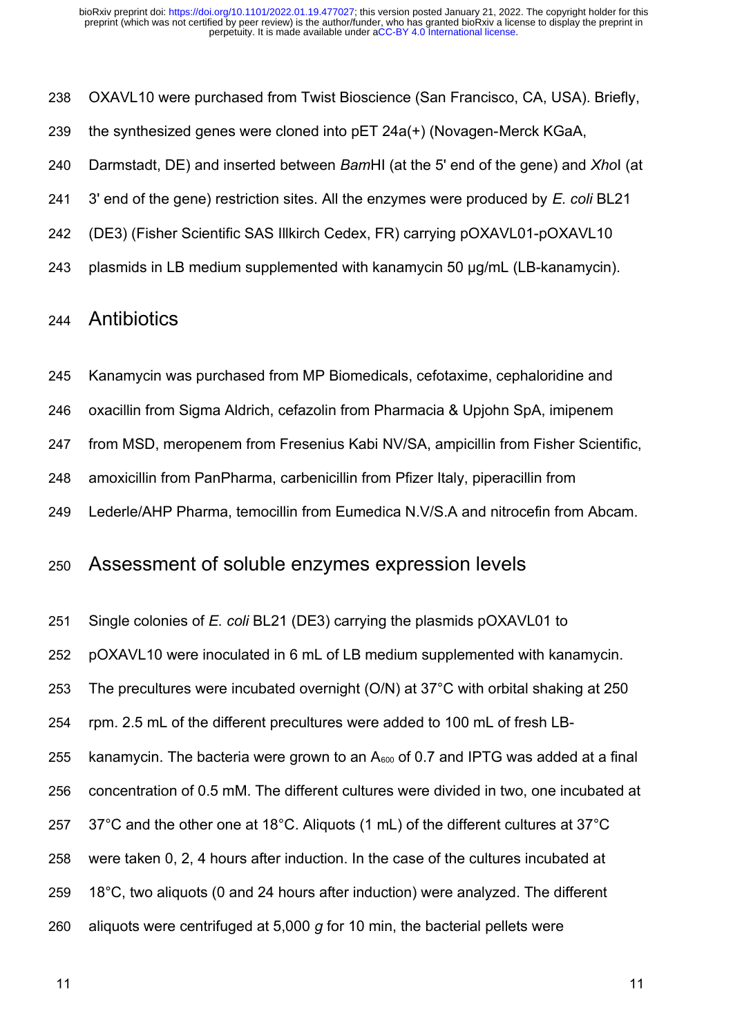OXAVL10 were purchased from Twist Bioscience (San Francisco, CA, USA). Briefly, the synthesized genes were cloned into pET 24a(+) (Novagen-Merck KGaA, Darmstadt, DE) and inserted between *Bam*HI (at the 5' end of the gene) and *Xho*I (at 3' end of the gene) restriction sites. All the enzymes were produced by *E. coli* BL21 (DE3) (Fisher Scientific SAS Illkirch Cedex, FR) carrying pOXAVL01-pOXAVL10 plasmids in LB medium supplemented with kanamycin 50 µg/mL (LB-kanamycin).

## Antibiotics

Kanamycin was purchased from MP Biomedicals, cefotaxime, cephaloridine and oxacillin from Sigma Aldrich, cefazolin from Pharmacia & Upjohn SpA, imipenem from MSD, meropenem from Fresenius Kabi NV/SA, ampicillin from Fisher Scientific, amoxicillin from PanPharma, carbenicillin from Pfizer Italy, piperacillin from Lederle/AHP Pharma, temocillin from Eumedica N.V/S.A and nitrocefin from Abcam.

## Assessment of soluble enzymes expression levels

Single colonies of *E. coli* BL21 (DE3) carrying the plasmids pOXAVL01 to pOXAVL10 were inoculated in 6 mL of LB medium supplemented with kanamycin. The precultures were incubated overnight (O/N) at 37°C with orbital shaking at 250 rpm. 2.5 mL of the different precultures were added to 100 mL of fresh LB-kanamycin. The bacteria were grown to an $A_{600}$ of 0.7 and IPTG was added at a final concentration of 0.5 mM. The different cultures were divided in two, one incubated at 37°C and the other one at 18°C. Aliquots (1 mL) of the different cultures at 37°C were taken 0, 2, 4 hours after induction. In the case of the cultures incubated at 18°C, two aliquots (0 and 24 hours after induction) were analyzed. The different aliquots were centrifuged at 5,000 *g* for 10 min, the bacterial pellets were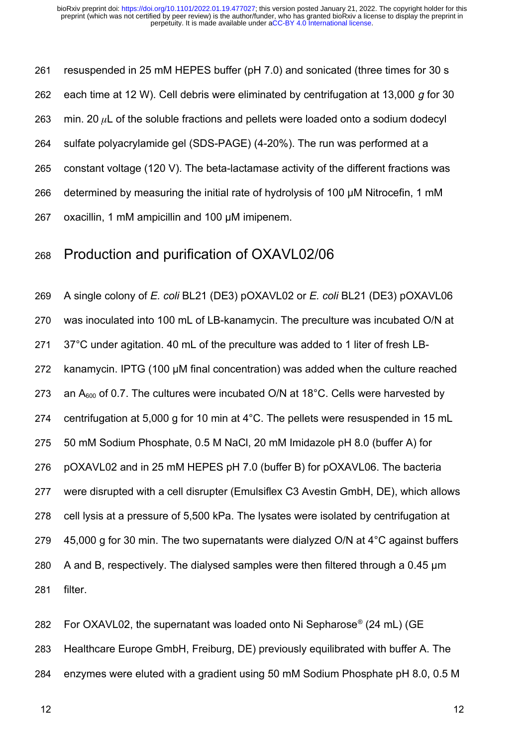resuspended in 25 mM HEPES buffer (pH 7.0) and sonicated (three times for 30 s each time at 12 W). Cell debris were eliminated by centrifugation at 13,000 *g* for 30 min. 20 μL of the soluble fractions and pellets were loaded onto a sodium dodecyl sulfate polyacrylamide gel (SDS-PAGE) (4-20%). The run was performed at a constant voltage (120 V). The beta-lactamase activity of the different fractions was determined by measuring the initial rate of hydrolysis of 100 μM Nitrocefin, 1 mM oxacillin, 1 mM ampicillin and 100 μM imipenem.

## Production and purification of OXAVL02/06

A single colony of *E. coli* BL21 (DE3) pOXAVL02 or *E. coli* BL21 (DE3) pOXAVL06 was inoculated into 100 mL of LB-kanamycin. The preculture was incubated O/N at 37°C under agitation. 40 mL of the preculture was added to 1 liter of fresh LB-kanamycin. IPTG (100 μM final concentration) was added when the culture reached an $A_{600}$ of 0.7. The cultures were incubated O/N at 18°C. Cells were harvested by centrifugation at 5,000 g for 10 min at 4°C. The pellets were resuspended in 15 mL 50 mM Sodium Phosphate, 0.5 M NaCl, 20 mM Imidazole pH 8.0 (buffer A) for pOXAVL02 and in 25 mM HEPES pH 7.0 (buffer B) for pOXAVL06. The bacteria were disrupted with a cell disrupter (Emulsiflex C3 Avestin GmbH, DE), which allows cell lysis at a pressure of 5,500 kPa. The lysates were isolated by centrifugation at 45,000 g for 30 min. The two supernatants were dialyzed O/N at 4°C against buffers A and B, respectively. The dialysed samples were then filtered through a 0.45 μm filter.

For OXAVL02, the supernatant was loaded onto Ni Sepharose® (24 mL) (GE Healthcare Europe GmbH, Freiburg, DE) previously equilibrated with buffer A. The enzymes were eluted with a gradient using 50 mM Sodium Phosphate pH 8.0, 0.5 M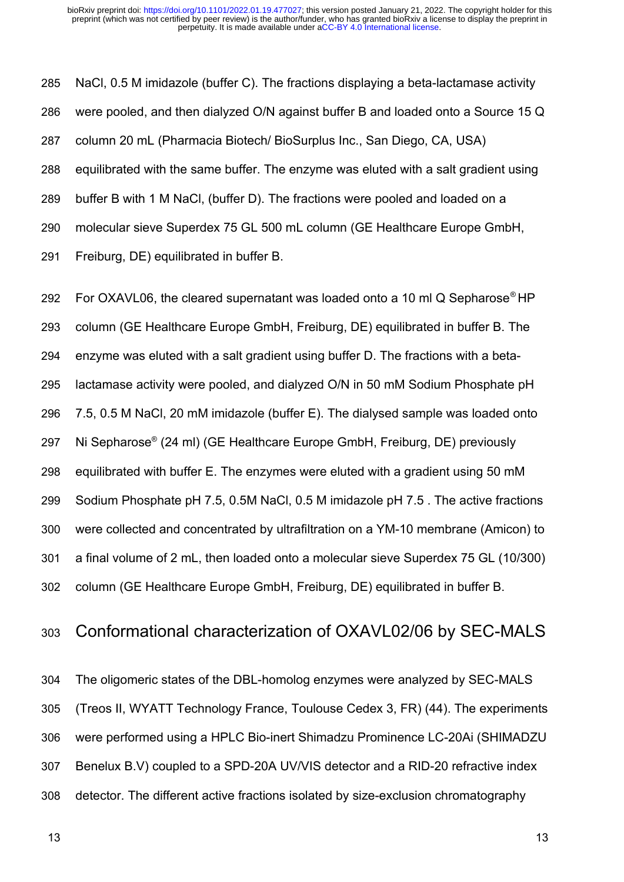NaCl, 0.5 M imidazole (buffer C). The fractions displaying a beta-lactamase activity were pooled, and then dialyzed O/N against buffer B and loaded onto a Source 15 Q column 20 mL (Pharmacia Biotech/ BioSurplus Inc., San Diego, CA, USA) equilibrated with the same buffer. The enzyme was eluted with a salt gradient using buffer B with 1 M NaCl, (buffer D). The fractions were pooled and loaded on a molecular sieve Superdex 75 GL 500 mL column (GE Healthcare Europe GmbH, Freiburg, DE) equilibrated in buffer B.

For OXAVL06, the cleared supernatant was loaded onto a 10 ml Q Sepharose® HP column (GE Healthcare Europe GmbH, Freiburg, DE) equilibrated in buffer B. The enzyme was eluted with a salt gradient using buffer D. The fractions with a beta-lactamase activity were pooled, and dialyzed O/N in 50 mM Sodium Phosphate pH 7.5, 0.5 M NaCl, 20 mM imidazole (buffer E). The dialysed sample was loaded onto Ni Sepharose® (24 ml) (GE Healthcare Europe GmbH, Freiburg, DE) previously equilibrated with buffer E. The enzymes were eluted with a gradient using 50 mM Sodium Phosphate pH 7.5, 0.5M NaCl, 0.5 M imidazole pH 7.5 . The active fractions were collected and concentrated by ultrafiltration on a YM-10 membrane (Amicon) to a final volume of 2 mL, then loaded onto a molecular sieve Superdex 75 GL (10/300) column (GE Healthcare Europe GmbH, Freiburg, DE) equilibrated in buffer B.

## Conformational characterization of OXAVL02/06 by SEC-MALS

The oligomeric states of the DBL-homolog enzymes were analyzed by SEC-MALS (Treos II, WYATT Technology France, Toulouse Cedex 3, FR) (44). The experiments were performed using a HPLC Bio-inert Shimadzu Prominence LC-20Ai (SHIMADZU Benelux B.V) coupled to a SPD-20A UV/VIS detector and a RID-20 refractive index detector. The different active fractions isolated by size-exclusion chromatography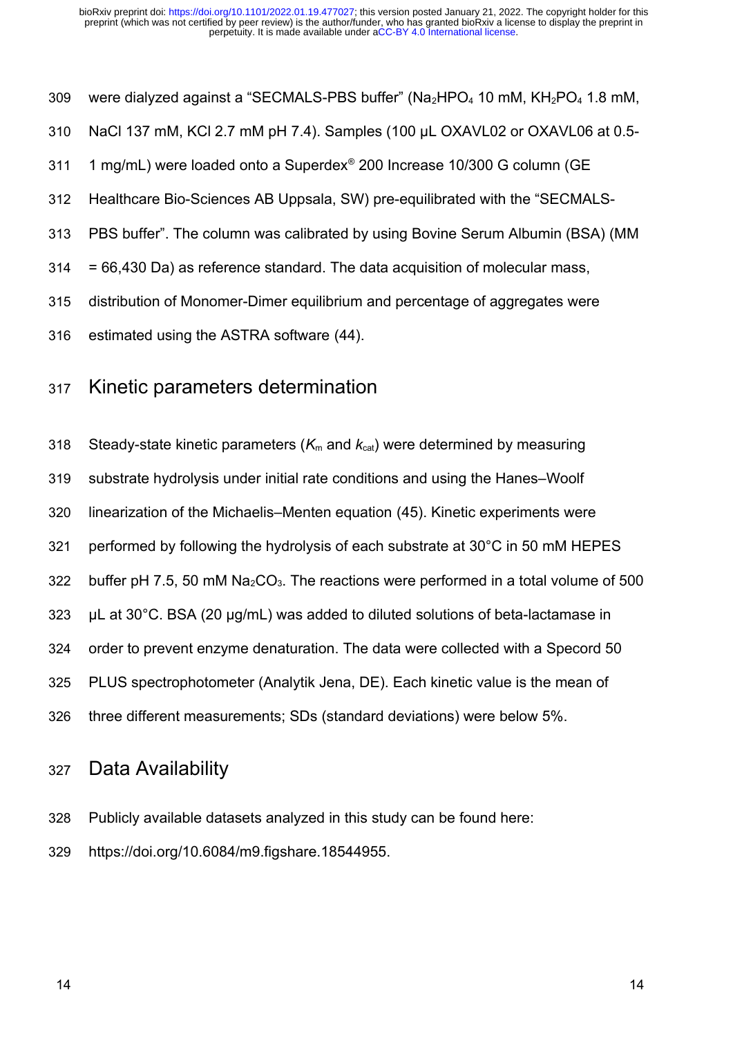were dialyzed against a "SECMALS-PBS buffer" ($Na_2HPO_4$ 10 mM, $KH_2PO_4$ 1.8 mM, NaCl 137 mM, KCl 2.7 mM pH 7.4). Samples (100 µL OXAVL02 or OXAVL06 at 0.5-1 mg/mL) were loaded onto a Superdex® 200 Increase 10/300 G column (GE Healthcare Bio-Sciences AB Uppsala, SW) pre-equilibrated with the "SECMALS-PBS buffer". The column was calibrated by using Bovine Serum Albumin (BSA) (MM = 66,430 Da) as reference standard. The data acquisition of molecular mass, distribution of Monomer-Dimer equilibrium and percentage of aggregates were estimated using the ASTRA software (44).

## Kinetic parameters determination

Steady-state kinetic parameters ($K_m$ and $k_{cat}$) were determined by measuring substrate hydrolysis under initial rate conditions and using the Hanes–Woolf linearization of the Michaelis–Menten equation (45). Kinetic experiments were performed by following the hydrolysis of each substrate at 30°C in 50 mM HEPES buffer pH 7.5, 50 mM $Na_2CO_3$. The reactions were performed in a total volume of 500 µL at 30°C. BSA (20 µg/mL) was added to diluted solutions of beta-lactamase in order to prevent enzyme denaturation. The data were collected with a Specord 50 PLUS spectrophotometer (Analytik Jena, DE). Each kinetic value is the mean of three different measurements; SDs (standard deviations) were below 5%.

## Data Availability

Publicly available datasets analyzed in this study can be found here: https://doi.org/10.6084/m9.figshare.18544955.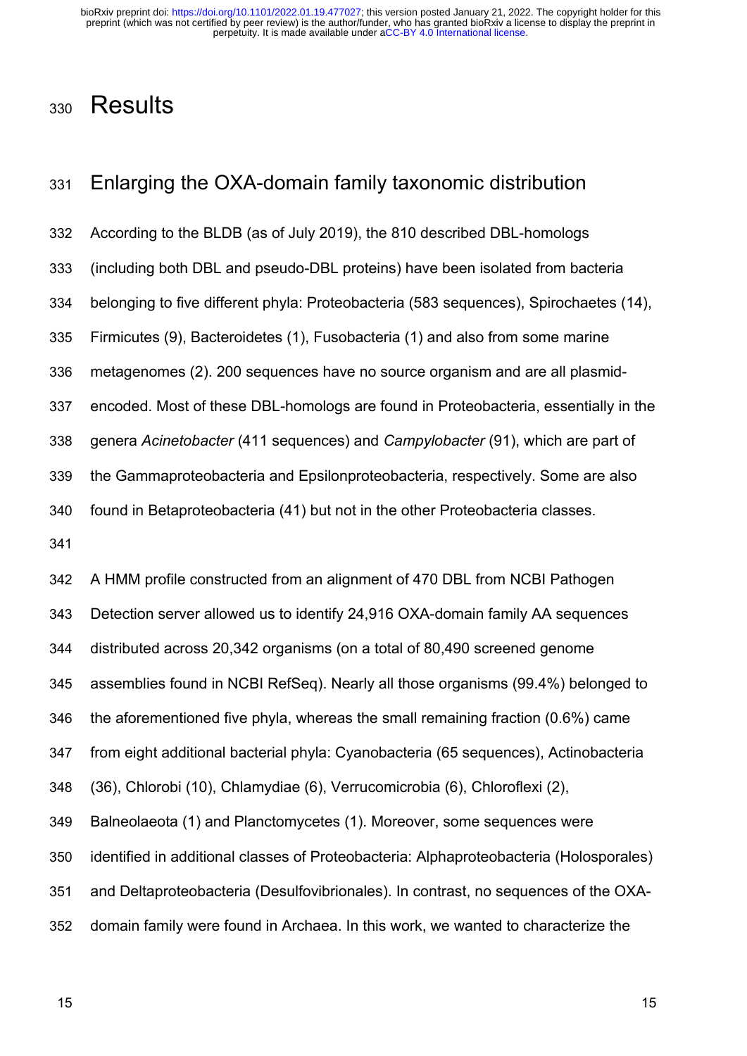# Results

## Enlarging the OXA-domain family taxonomic distribution

According to the BLDB (as of July 2019), the 810 described DBL-homologs (including both DBL and pseudo-DBL proteins) have been isolated from bacteria belonging to five different phyla: Proteobacteria (583 sequences), Spirochaetes (14), Firmicutes (9), Bacteroidetes (1), Fusobacteria (1) and also from some marine metagenomes (2). 200 sequences have no source organism and are all plasmid-encoded. Most of these DBL-homologs are found in Proteobacteria, essentially in the genera *Acinetobacter* (411 sequences) and *Campylobacter* (91), which are part of the Gammaproteobacteria and Epsilonproteobacteria, respectively. Some are also found in Betaproteobacteria (41) but not in the other Proteobacteria classes.

A HMM profile constructed from an alignment of 470 DBL from NCBI Pathogen Detection server allowed us to identify 24,916 OXA-domain family AA sequences distributed across 20,342 organisms (on a total of 80,490 screened genome assemblies found in NCBI RefSeq). Nearly all those organisms (99.4%) belonged to the aforementioned five phyla, whereas the small remaining fraction (0.6%) came from eight additional bacterial phyla: Cyanobacteria (65 sequences), Actinobacteria (36), Chlorobi (10), Chlamydiae (6), Verrucomicrobia (6), Chloroflexi (2), Balneolaeota (1) and Planctomycetes (1). Moreover, some sequences were identified in additional classes of Proteobacteria: Alphaproteobacteria (Holosporales) and Deltaproteobacteria (Desulfovibrionales). In contrast, no sequences of the OXA-domain family were found in Archaea. In this work, we wanted to characterize the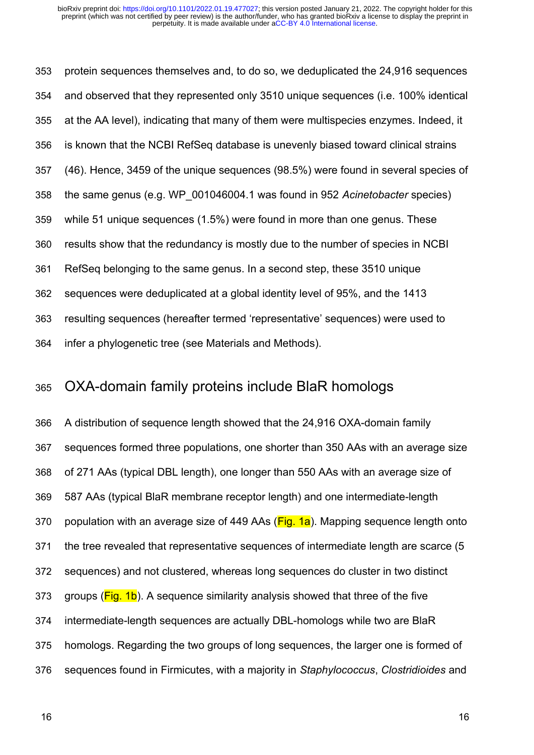protein sequences themselves and, to do so, we deduplicated the 24,916 sequences and observed that they represented only 3510 unique sequences (i.e. 100% identical at the AA level), indicating that many of them were multispecies enzymes. Indeed, it is known that the NCBI RefSeq database is unevenly biased toward clinical strains (46). Hence, 3459 of the unique sequences (98.5%) were found in several species of the same genus (e.g. WP_001046004.1 was found in 952 *Acinetobacter* species) while 51 unique sequences (1.5%) were found in more than one genus. These results show that the redundancy is mostly due to the number of species in NCBI RefSeq belonging to the same genus. In a second step, these 3510 unique sequences were deduplicated at a global identity level of 95%, and the 1413 resulting sequences (hereafter termed 'representative' sequences) were used to infer a phylogenetic tree (see Materials and Methods).

## OXA-domain family proteins include BlaR homologs

A distribution of sequence length showed that the 24,916 OXA-domain family sequences formed three populations, one shorter than 350 AAs with an average size of 271 AAs (typical DBL length), one longer than 550 AAs with an average size of 587 AAs (typical BlaR membrane receptor length) and one intermediate-length population with an average size of 449 AAs (Fig. 1a). Mapping sequence length onto the tree revealed that representative sequences of intermediate length are scarce (5 sequences) and not clustered, whereas long sequences do cluster in two distinct groups (Fig. 1b). A sequence similarity analysis showed that three of the five intermediate-length sequences are actually DBL-homologs while two are BlaR homologs. Regarding the two groups of long sequences, the larger one is formed of sequences found in Firmicutes, with a majority in *Staphylococcus*, *Clostridioides* and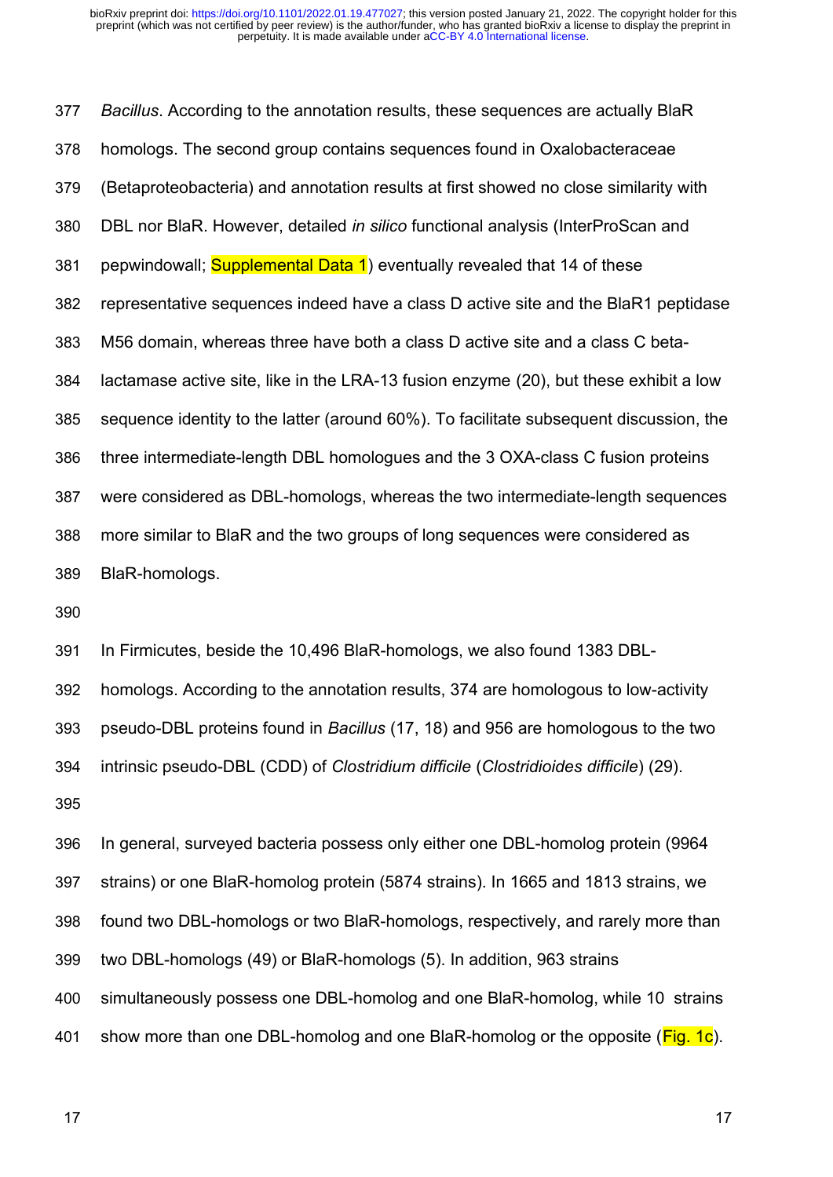*Bacillus*. According to the annotation results, these sequences are actually BlaR homologs. The second group contains sequences found in Oxalobacteraceae (Betaproteobacteria) and annotation results at first showed no close similarity with DBL nor BlaR. However, detailed *in silico* functional analysis (InterProScan and pepwindowall; Supplemental Data 1) eventually revealed that 14 of these representative sequences indeed have a class D active site and the BlaR1 peptidase M56 domain, whereas three have both a class D active site and a class C beta-lactamase active site, like in the LRA-13 fusion enzyme (20), but these exhibit a low sequence identity to the latter (around 60%). To facilitate subsequent discussion, the three intermediate-length DBL homologues and the 3 OXA-class C fusion proteins were considered as DBL-homologs, whereas the two intermediate-length sequences more similar to BlaR and the two groups of long sequences were considered as BlaR-homologs.

In Firmicutes, beside the 10,496 BlaR-homologs, we also found 1383 DBL-homologs. According to the annotation results, 374 are homologous to low-activity pseudo-DBL proteins found in *Bacillus* (17, 18) and 956 are homologous to the two intrinsic pseudo-DBL (CDD) of *Clostridium difficile* (*Clostridioides difficile*) (29).

In general, surveyed bacteria possess only either one DBL-homolog protein (9964 strains) or one BlaR-homolog protein (5874 strains). In 1665 and 1813 strains, we found two DBL-homologs or two BlaR-homologs, respectively, and rarely more than two DBL-homologs (49) or BlaR-homologs (5). In addition, 963 strains simultaneously possess one DBL-homolog and one BlaR-homolog, while 10 strains show more than one DBL-homolog and one BlaR-homolog or the opposite (Fig. 1c).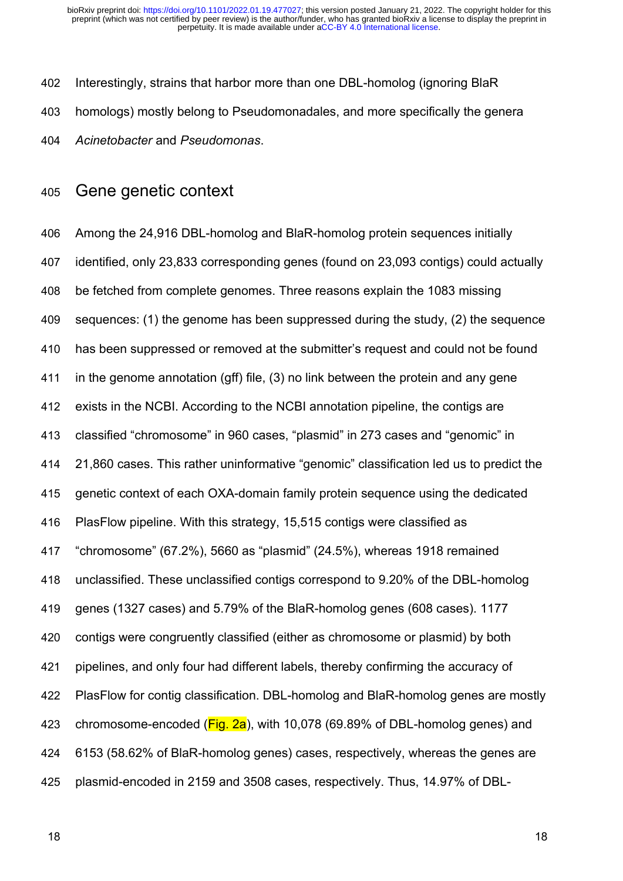Interestingly, strains that harbor more than one DBL-homolog (ignoring BlaR homologs) mostly belong to Pseudomonadales, and more specifically the genera *Acinetobacter* and *Pseudomonas*.

## Gene genetic context

Among the 24,916 DBL-homolog and BlaR-homolog protein sequences initially identified, only 23,833 corresponding genes (found on 23,093 contigs) could actually be fetched from complete genomes. Three reasons explain the 1083 missing sequences: (1) the genome has been suppressed during the study, (2) the sequence has been suppressed or removed at the submitter's request and could not be found in the genome annotation (gff) file, (3) no link between the protein and any gene exists in the NCBI. According to the NCBI annotation pipeline, the contigs are classified "chromosome" in 960 cases, "plasmid" in 273 cases and "genomic" in 21,860 cases. This rather uninformative "genomic" classification led us to predict the genetic context of each OXA-domain family protein sequence using the dedicated PlasFlow pipeline. With this strategy, 15,515 contigs were classified as "chromosome" (67.2%), 5660 as "plasmid" (24.5%), whereas 1918 remained unclassified. These unclassified contigs correspond to 9.20% of the DBL-homolog genes (1327 cases) and 5.79% of the BlaR-homolog genes (608 cases). 1177 contigs were congruently classified (either as chromosome or plasmid) by both pipelines, and only four had different labels, thereby confirming the accuracy of PlasFlow for contig classification. DBL-homolog and BlaR-homolog genes are mostly chromosome-encoded (Fig. 2a), with 10,078 (69.89% of DBL-homolog genes) and 6153 (58.62% of BlaR-homolog genes) cases, respectively, whereas the genes are plasmid-encoded in 2159 and 3508 cases, respectively. Thus, 14.97% of DBL-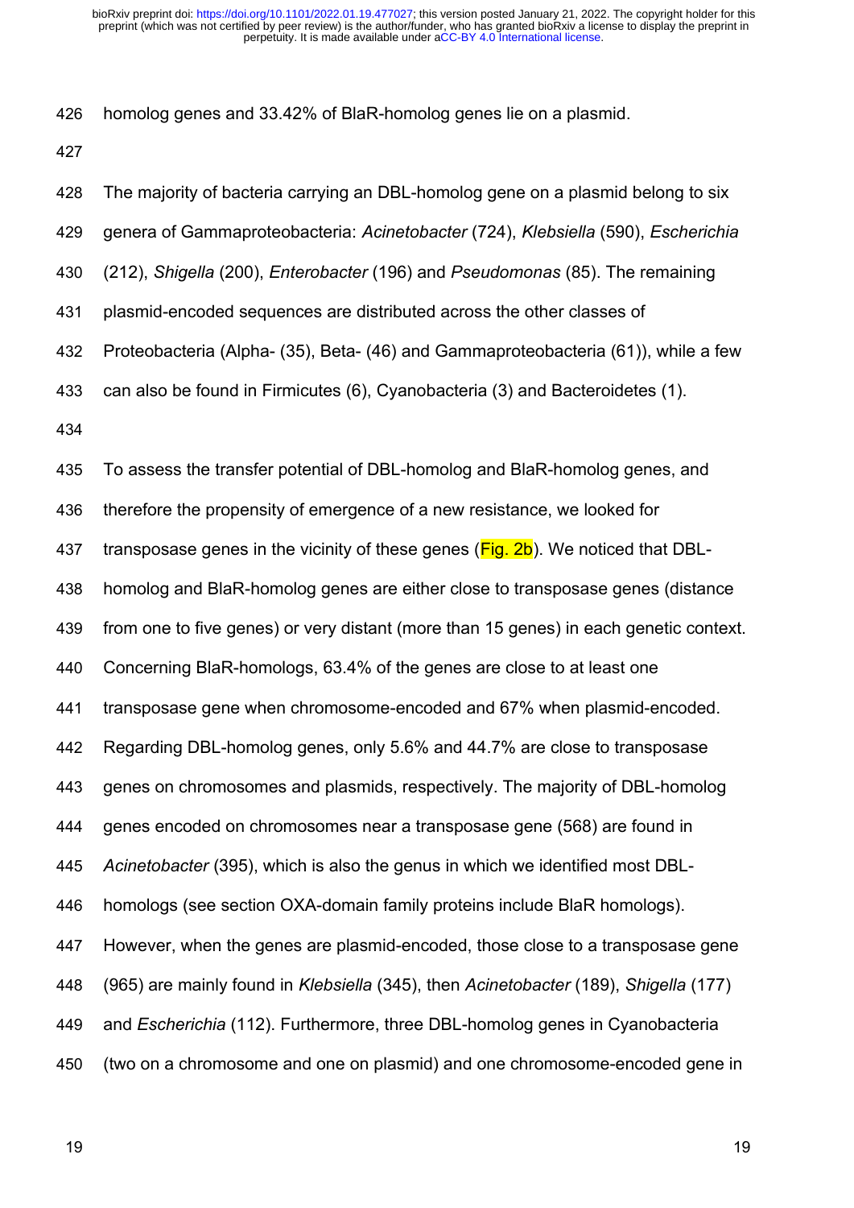homolog genes and 33.42% of BlaR-homolog genes lie on a plasmid.

The majority of bacteria carrying an DBL-homolog gene on a plasmid belong to six genera of Gammaproteobacteria: *Acinetobacter* (724), *Klebsiella* (590), *Escherichia* (212), *Shigella* (200), *Enterobacter* (196) and *Pseudomonas* (85). The remaining plasmid-encoded sequences are distributed across the other classes of Proteobacteria (Alpha- (35), Beta- (46) and Gammaproteobacteria (61)), while a few can also be found in Firmicutes (6), Cyanobacteria (3) and Bacteroidetes (1).

To assess the transfer potential of DBL-homolog and BlaR-homolog genes, and therefore the propensity of emergence of a new resistance, we looked for transposase genes in the vicinity of these genes (Fig. 2b). We noticed that DBL-homolog and BlaR-homolog genes are either close to transposase genes (distance from one to five genes) or very distant (more than 15 genes) in each genetic context. Concerning BlaR-homologs, 63.4% of the genes are close to at least one transposase gene when chromosome-encoded and 67% when plasmid-encoded. Regarding DBL-homolog genes, only 5.6% and 44.7% are close to transposase genes on chromosomes and plasmids, respectively. The majority of DBL-homolog genes encoded on chromosomes near a transposase gene (568) are found in *Acinetobacter* (395), which is also the genus in which we identified most DBL-homologs (see section OXA-domain family proteins include BlaR homologs). However, when the genes are plasmid-encoded, those close to a transposase gene (965) are mainly found in *Klebsiella* (345), then *Acinetobacter* (189), *Shigella* (177) and *Escherichia* (112). Furthermore, three DBL-homolog genes in Cyanobacteria (two on a chromosome and one on plasmid) and one chromosome-encoded gene in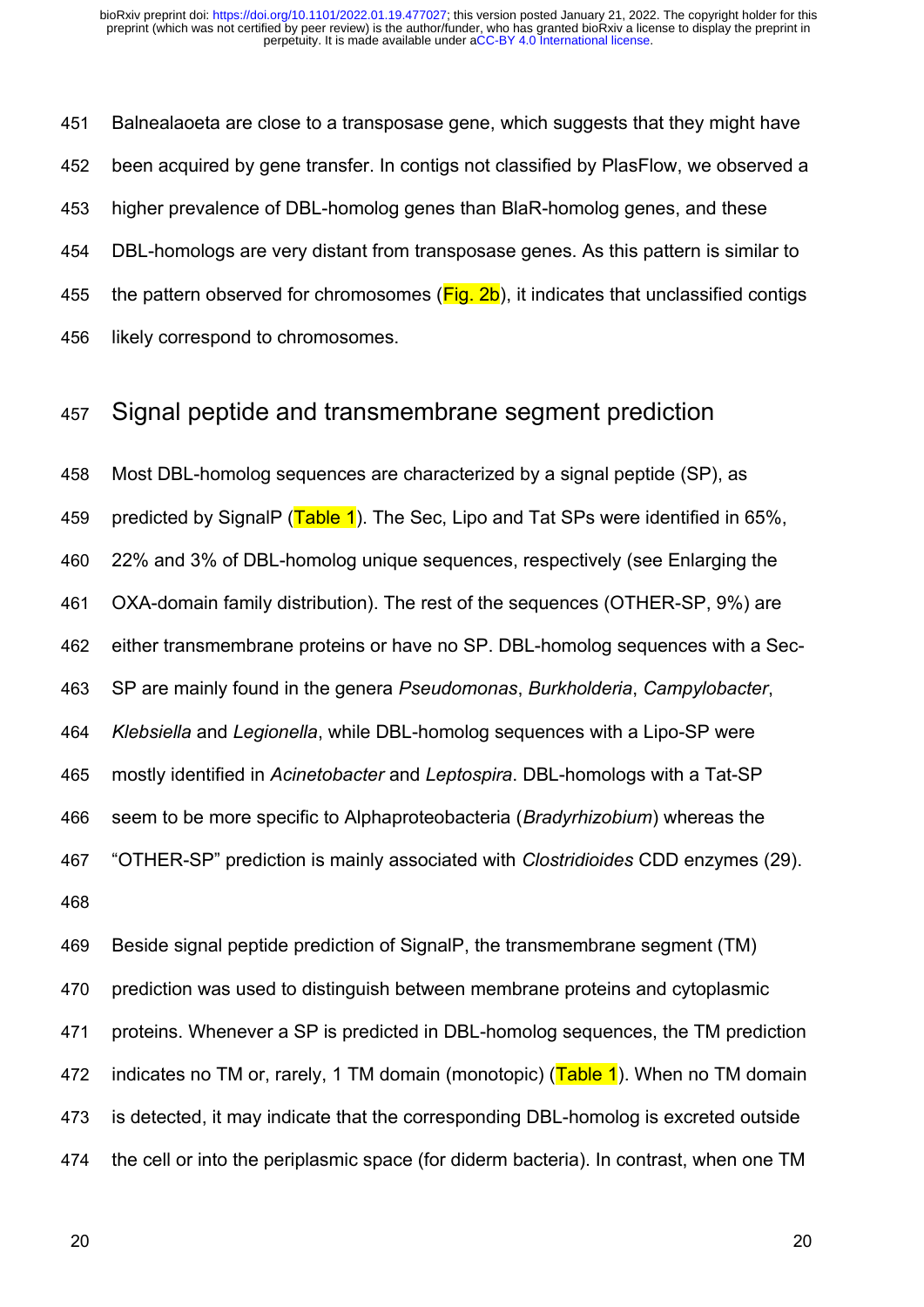Balnealaoeta are close to a transposase gene, which suggests that they might have been acquired by gene transfer. In contigs not classified by PlasFlow, we observed a higher prevalence of DBL-homolog genes than BlaR-homolog genes, and these DBL-homologs are very distant from transposase genes. As this pattern is similar to the pattern observed for chromosomes (Fig. 2b), it indicates that unclassified contigs likely correspond to chromosomes.

## Signal peptide and transmembrane segment prediction

Most DBL-homolog sequences are characterized by a signal peptide (SP), as predicted by SignalP (Table 1). The Sec, Lipo and Tat SPs were identified in 65%, 22% and 3% of DBL-homolog unique sequences, respectively (see Enlarging the OXA-domain family distribution). The rest of the sequences (OTHER-SP, 9%) are either transmembrane proteins or have no SP. DBL-homolog sequences with a Sec-SP are mainly found in the genera *Pseudomonas*, *Burkholderia*, *Campylobacter*, *Klebsiella* and *Legionella*, while DBL-homolog sequences with a Lipo-SP were mostly identified in *Acinetobacter* and *Leptospira*. DBL-homologs with a Tat-SP seem to be more specific to Alphaproteobacteria (*Bradyrhizobium*) whereas the "OTHER-SP" prediction is mainly associated with *Clostridioides* CDD enzymes (29).

Beside signal peptide prediction of SignalP, the transmembrane segment (TM) prediction was used to distinguish between membrane proteins and cytoplasmic proteins. Whenever a SP is predicted in DBL-homolog sequences, the TM prediction indicates no TM or, rarely, 1 TM domain (monotopic) (Table 1). When no TM domain is detected, it may indicate that the corresponding DBL-homolog is excreted outside the cell or into the periplasmic space (for diderm bacteria). In contrast, when one TM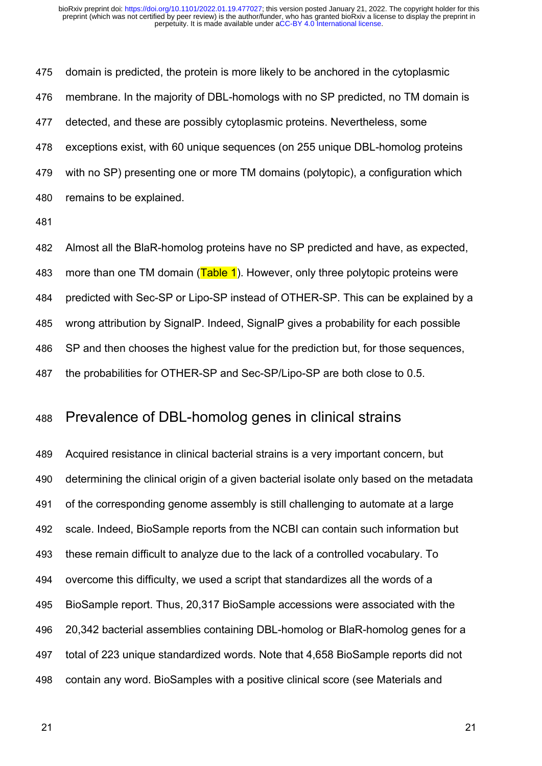domain is predicted, the protein is more likely to be anchored in the cytoplasmic membrane. In the majority of DBL-homologs with no SP predicted, no TM domain is detected, and these are possibly cytoplasmic proteins. Nevertheless, some exceptions exist, with 60 unique sequences (on 255 unique DBL-homolog proteins with no SP) presenting one or more TM domains (polytopic), a configuration which remains to be explained.

Almost all the BlaR-homolog proteins have no SP predicted and have, as expected, more than one TM domain (Table 1). However, only three polytopic proteins were predicted with Sec-SP or Lipo-SP instead of OTHER-SP. This can be explained by a wrong attribution by SignalP. Indeed, SignalP gives a probability for each possible SP and then chooses the highest value for the prediction but, for those sequences, the probabilities for OTHER-SP and Sec-SP/Lipo-SP are both close to 0.5.

## Prevalence of DBL-homolog genes in clinical strains

Acquired resistance in clinical bacterial strains is a very important concern, but determining the clinical origin of a given bacterial isolate only based on the metadata of the corresponding genome assembly is still challenging to automate at a large scale. Indeed, BioSample reports from the NCBI can contain such information but these remain difficult to analyze due to the lack of a controlled vocabulary. To overcome this difficulty, we used a script that standardizes all the words of a BioSample report. Thus, 20,317 BioSample accessions were associated with the 20,342 bacterial assemblies containing DBL-homolog or BlaR-homolog genes for a total of 223 unique standardized words. Note that 4,658 BioSample reports did not contain any word. BioSamples with a positive clinical score (see Materials and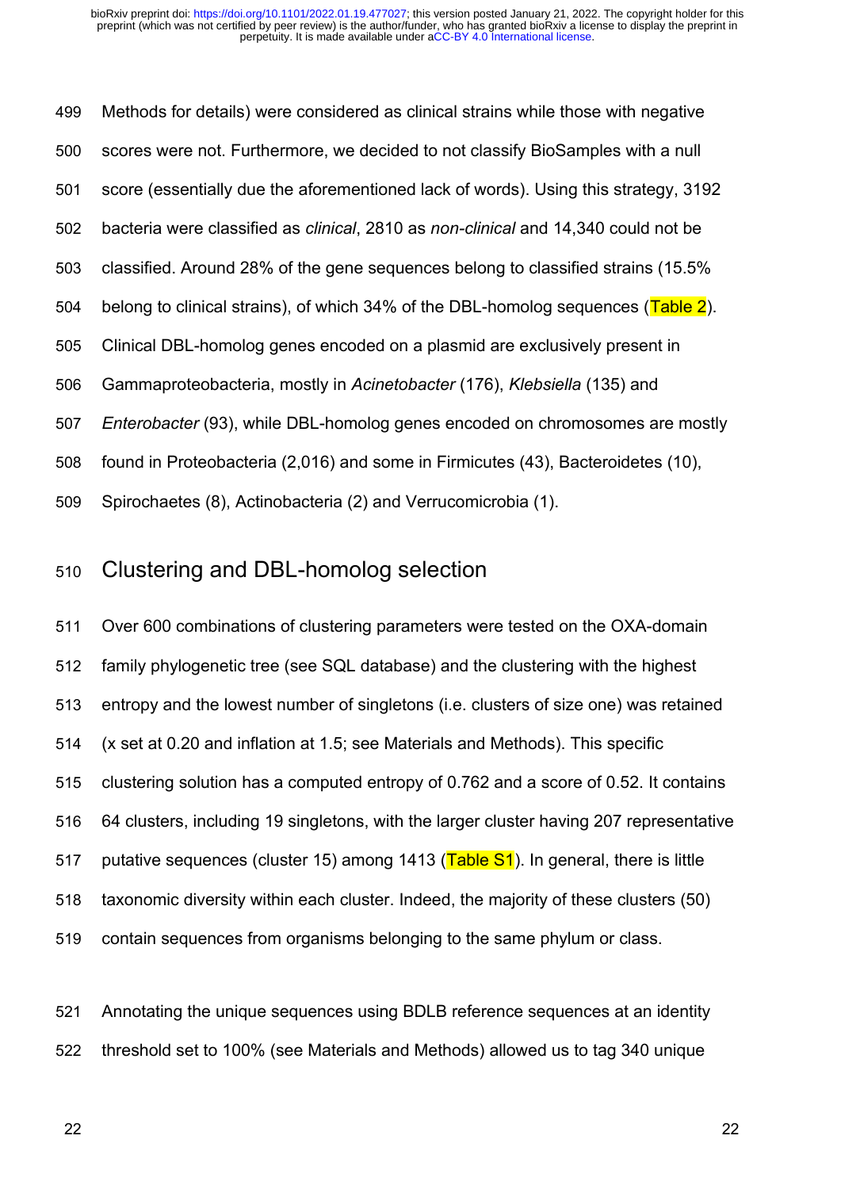Methods for details) were considered as clinical strains while those with negative scores were not. Furthermore, we decided to not classify BioSamples with a null score (essentially due the aforementioned lack of words). Using this strategy, 3192 bacteria were classified as *clinical*, 2810 as *non-clinical* and 14,340 could not be classified. Around 28% of the gene sequences belong to classified strains (15.5% belong to clinical strains), of which 34% of the DBL-homolog sequences (Table 2). Clinical DBL-homolog genes encoded on a plasmid are exclusively present in Gammaproteobacteria, mostly in *Acinetobacter* (176), *Klebsiella* (135) and *Enterobacter* (93), while DBL-homolog genes encoded on chromosomes are mostly found in Proteobacteria (2,016) and some in Firmicutes (43), Bacteroidetes (10), Spirochaetes (8), Actinobacteria (2) and Verrucomicrobia (1).

## Clustering and DBL-homolog selection

Over 600 combinations of clustering parameters were tested on the OXA-domain family phylogenetic tree (see SQL database) and the clustering with the highest entropy and the lowest number of singletons (i.e. clusters of size one) was retained (x set at 0.20 and inflation at 1.5; see Materials and Methods). This specific clustering solution has a computed entropy of 0.762 and a score of 0.52. It contains 64 clusters, including 19 singletons, with the larger cluster having 207 representative putative sequences (cluster 15) among 1413 (Table S1). In general, there is little taxonomic diversity within each cluster. Indeed, the majority of these clusters (50) contain sequences from organisms belonging to the same phylum or class.

Annotating the unique sequences using BDLB reference sequences at an identity threshold set to 100% (see Materials and Methods) allowed us to tag 340 unique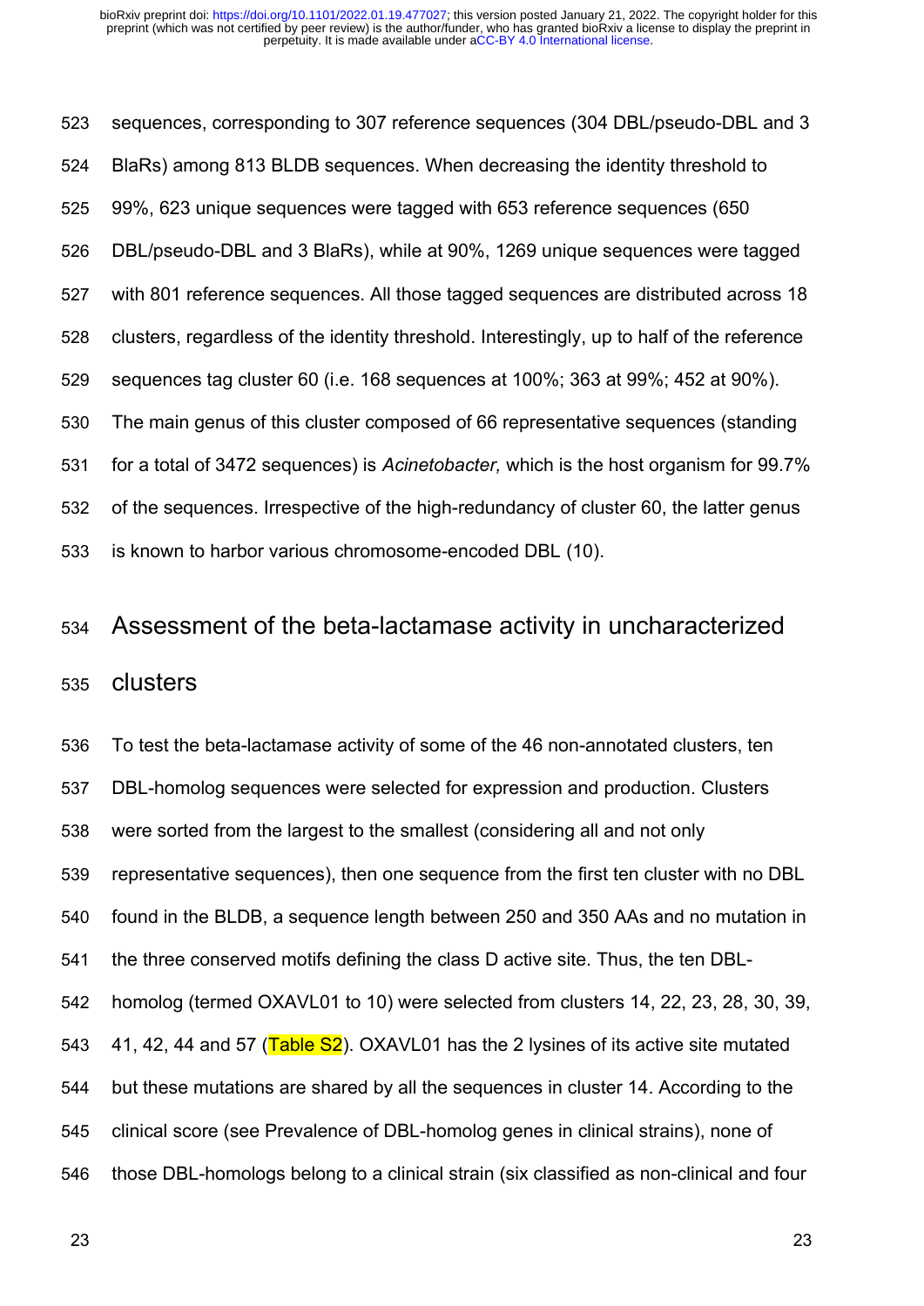sequences, corresponding to 307 reference sequences (304 DBL/pseudo-DBL and 3 BlaRs) among 813 BLDB sequences. When decreasing the identity threshold to 99%, 623 unique sequences were tagged with 653 reference sequences (650 DBL/pseudo-DBL and 3 BlaRs), while at 90%, 1269 unique sequences were tagged with 801 reference sequences. All those tagged sequences are distributed across 18 clusters, regardless of the identity threshold. Interestingly, up to half of the reference sequences tag cluster 60 (i.e. 168 sequences at 100%; 363 at 99%; 452 at 90%). The main genus of this cluster composed of 66 representative sequences (standing for a total of 3472 sequences) is *Acinetobacter,* which is the host organism for 99.7% of the sequences. Irrespective of the high-redundancy of cluster 60, the latter genus is known to harbor various chromosome-encoded DBL (10).

## Assessment of the beta-lactamase activity in uncharacterized clusters

To test the beta-lactamase activity of some of the 46 non-annotated clusters, ten DBL-homolog sequences were selected for expression and production. Clusters were sorted from the largest to the smallest (considering all and not only representative sequences), then one sequence from the first ten cluster with no DBL found in the BLDB, a sequence length between 250 and 350 AAs and no mutation in the three conserved motifs defining the class D active site. Thus, the ten DBL-homolog (termed OXAVL01 to 10) were selected from clusters 14, 22, 23, 28, 30, 39, 41, 42, 44 and 57 (Table S2). OXAVL01 has the 2 lysines of its active site mutated but these mutations are shared by all the sequences in cluster 14. According to the clinical score (see Prevalence of DBL-homolog genes in clinical strains), none of those DBL-homologs belong to a clinical strain (six classified as non-clinical and four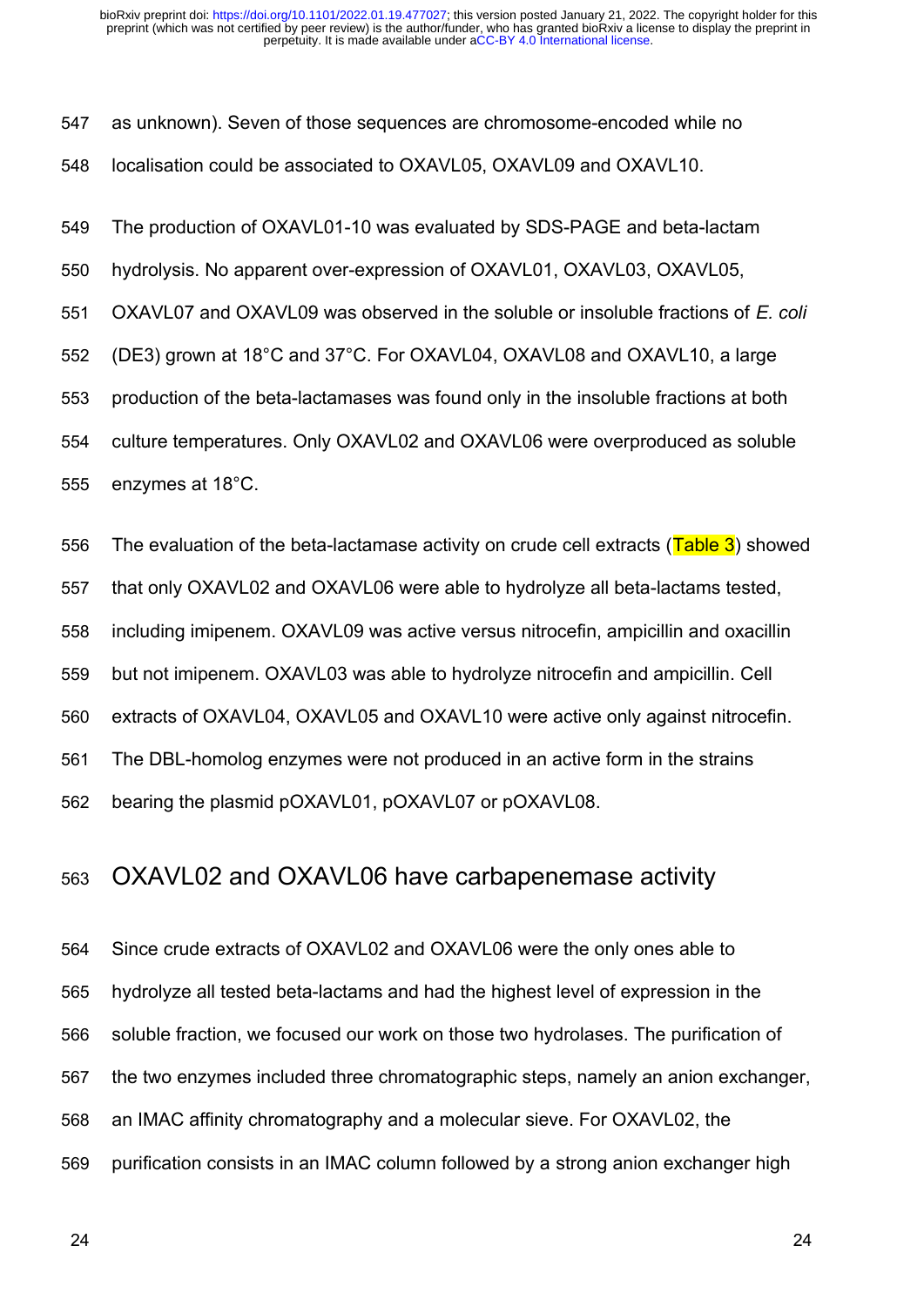as unknown). Seven of those sequences are chromosome-encoded while no localisation could be associated to OXAVL05, OXAVL09 and OXAVL10.

The production of OXAVL01-10 was evaluated by SDS-PAGE and beta-lactam hydrolysis. No apparent over-expression of OXAVL01, OXAVL03, OXAVL05, OXAVL07 and OXAVL09 was observed in the soluble or insoluble fractions of *E. coli* (DE3) grown at 18°C and 37°C. For OXAVL04, OXAVL08 and OXAVL10, a large production of the beta-lactamases was found only in the insoluble fractions at both culture temperatures. Only OXAVL02 and OXAVL06 were overproduced as soluble enzymes at 18°C.

The evaluation of the beta-lactamase activity on crude cell extracts (Table 3) showed that only OXAVL02 and OXAVL06 were able to hydrolyze all beta-lactams tested, including imipenem. OXAVL09 was active versus nitrocefin, ampicillin and oxacillin but not imipenem. OXAVL03 was able to hydrolyze nitrocefin and ampicillin. Cell extracts of OXAVL04, OXAVL05 and OXAVL10 were active only against nitrocefin. The DBL-homolog enzymes were not produced in an active form in the strains bearing the plasmid pOXAVL01, pOXAVL07 or pOXAVL08.

## OXAVL02 and OXAVL06 have carbapenemase activity

Since crude extracts of OXAVL02 and OXAVL06 were the only ones able to hydrolyze all tested beta-lactams and had the highest level of expression in the soluble fraction, we focused our work on those two hydrolases. The purification of the two enzymes included three chromatographic steps, namely an anion exchanger, an IMAC affinity chromatography and a molecular sieve. For OXAVL02, the purification consists in an IMAC column followed by a strong anion exchanger high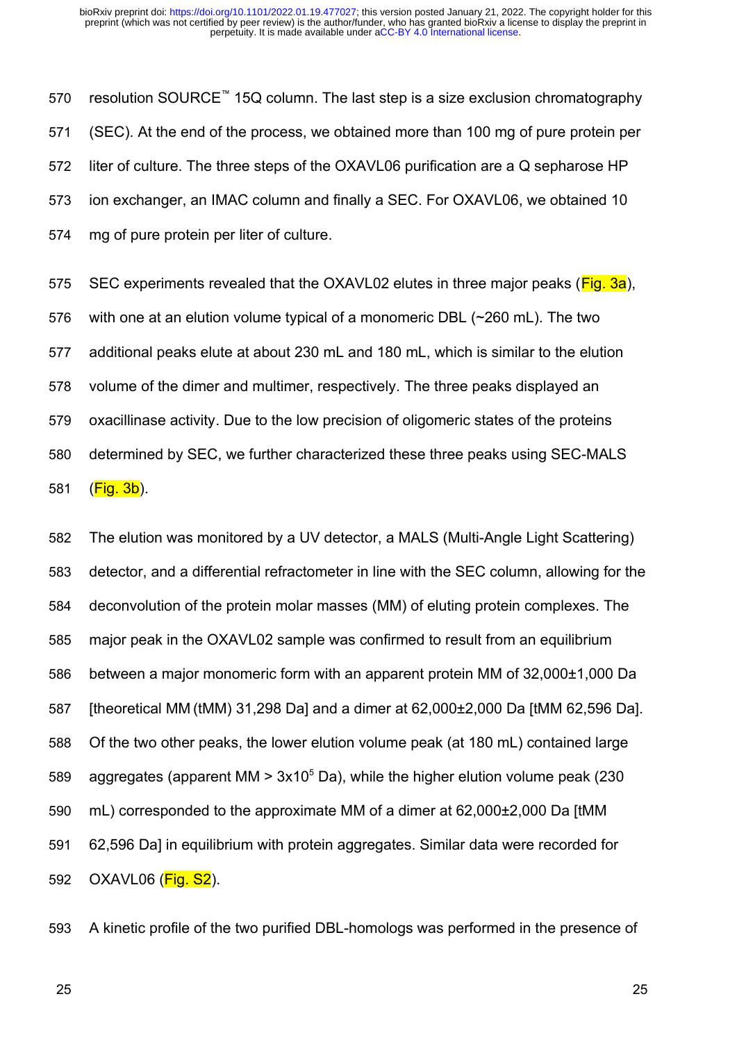resolution SOURCE™ 15Q column. The last step is a size exclusion chromatography (SEC). At the end of the process, we obtained more than 100 mg of pure protein per liter of culture. The three steps of the OXAVL06 purification are a Q sepharose HP ion exchanger, an IMAC column and finally a SEC. For OXAVL06, we obtained 10 mg of pure protein per liter of culture.

SEC experiments revealed that the OXAVL02 elutes in three major peaks (Fig. 3a), with one at an elution volume typical of a monomeric DBL (~260 mL). The two additional peaks elute at about 230 mL and 180 mL, which is similar to the elution volume of the dimer and multimer, respectively. The three peaks displayed an oxacillinase activity. Due to the low precision of oligomeric states of the proteins determined by SEC, we further characterized these three peaks using SEC-MALS (Fig. 3b).

The elution was monitored by a UV detector, a MALS (Multi-Angle Light Scattering) detector, and a differential refractometer in line with the SEC column, allowing for the deconvolution of the protein molar masses (MM) of eluting protein complexes. The major peak in the OXAVL02 sample was confirmed to result from an equilibrium between a major monomeric form with an apparent protein MM of 32,000±1,000 Da [theoretical MM (tMM) 31,298 Da] and a dimer at 62,000±2,000 Da [tMM 62,596 Da]. Of the two other peaks, the lower elution volume peak (at 180 mL) contained large aggregates (apparent MM > $3 \times 10^5$ Da), while the higher elution volume peak (230 mL) corresponded to the approximate MM of a dimer at 62,000±2,000 Da [tMM 62,596 Da] in equilibrium with protein aggregates. Similar data were recorded for OXAVL06 (Fig. S2).

A kinetic profile of the two purified DBL-homologs was performed in the presence of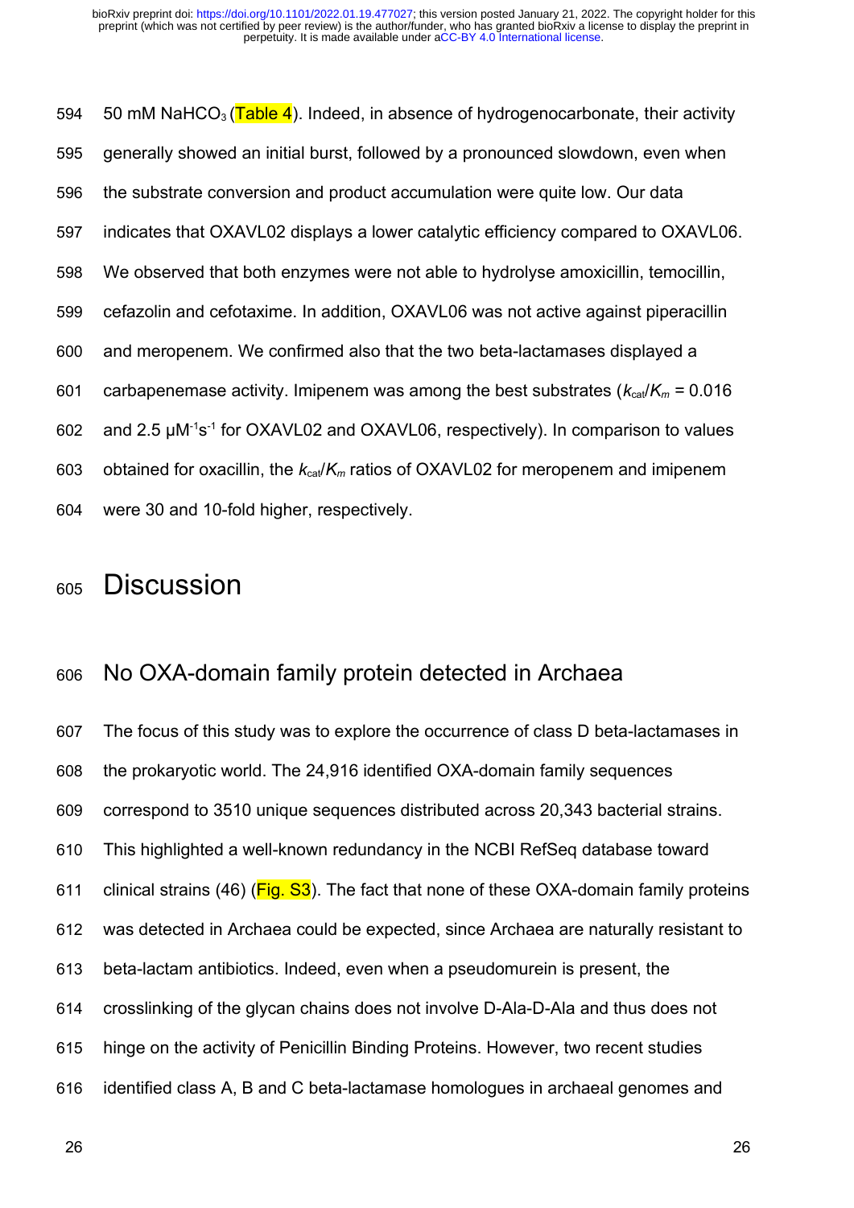50 mM $NaHCO_3$ (Table 4). Indeed, in absence of hydrogenocarbonate, their activity generally showed an initial burst, followed by a pronounced slowdown, even when the substrate conversion and product accumulation were quite low. Our data indicates that OXAVL02 displays a lower catalytic efficiency compared to OXAVL06. We observed that both enzymes were not able to hydrolyse amoxicillin, temocillin, cefazolin and cefotaxime. In addition, OXAVL06 was not active against piperacillin and meropenem. We confirmed also that the two beta-lactamases displayed a carbapenemase activity. Imipenem was among the best substrates ($k_{cat}/K_m$ = 0.016 and 2.5 $\mu M^{-1}s^{-1}$ for OXAVL02 and OXAVL06, respectively). In comparison to values obtained for oxacillin, the $k_{cat}/K_m$ ratios of OXAVL02 for meropenem and imipenem were 30 and 10-fold higher, respectively.

# Discussion

## No OXA-domain family protein detected in Archaea

The focus of this study was to explore the occurrence of class D beta-lactamases in the prokaryotic world. The 24,916 identified OXA-domain family sequences correspond to 3510 unique sequences distributed across 20,343 bacterial strains. This highlighted a well-known redundancy in the NCBI RefSeq database toward clinical strains (46) (Fig. S3). The fact that none of these OXA-domain family proteins was detected in Archaea could be expected, since Archaea are naturally resistant to beta-lactam antibiotics. Indeed, even when a pseudomurein is present, the crosslinking of the glycan chains does not involve D-Ala-D-Ala and thus does not hinge on the activity of Penicillin Binding Proteins. However, two recent studies identified class A, B and C beta-lactamase homologues in archaeal genomes and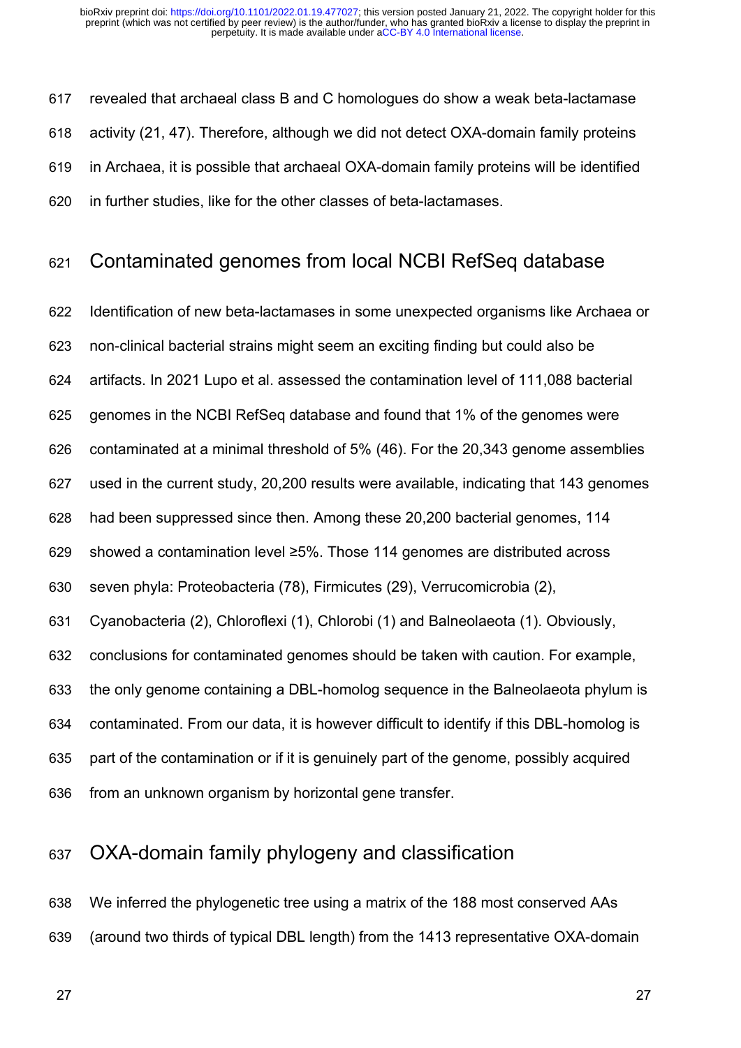revealed that archaeal class B and C homologues do show a weak beta-lactamase activity (21, 47). Therefore, although we did not detect OXA-domain family proteins in Archaea, it is possible that archaeal OXA-domain family proteins will be identified in further studies, like for the other classes of beta-lactamases.

## Contaminated genomes from local NCBI RefSeq database

Identification of new beta-lactamases in some unexpected organisms like Archaea or non-clinical bacterial strains might seem an exciting finding but could also be artifacts. In 2021 Lupo et al. assessed the contamination level of 111,088 bacterial genomes in the NCBI RefSeq database and found that 1% of the genomes were contaminated at a minimal threshold of 5% (46). For the 20,343 genome assemblies used in the current study, 20,200 results were available, indicating that 143 genomes had been suppressed since then. Among these 20,200 bacterial genomes, 114 showed a contamination level ≥5%. Those 114 genomes are distributed across seven phyla: Proteobacteria (78), Firmicutes (29), Verrucomicrobia (2), Cyanobacteria (2), Chloroflexi (1), Chlorobi (1) and Balneolaeota (1). Obviously, conclusions for contaminated genomes should be taken with caution. For example, the only genome containing a DBL-homolog sequence in the Balneolaeota phylum is contaminated. From our data, it is however difficult to identify if this DBL-homolog is part of the contamination or if it is genuinely part of the genome, possibly acquired from an unknown organism by horizontal gene transfer.

## OXA-domain family phylogeny and classification

We inferred the phylogenetic tree using a matrix of the 188 most conserved AAs (around two thirds of typical DBL length) from the 1413 representative OXA-domain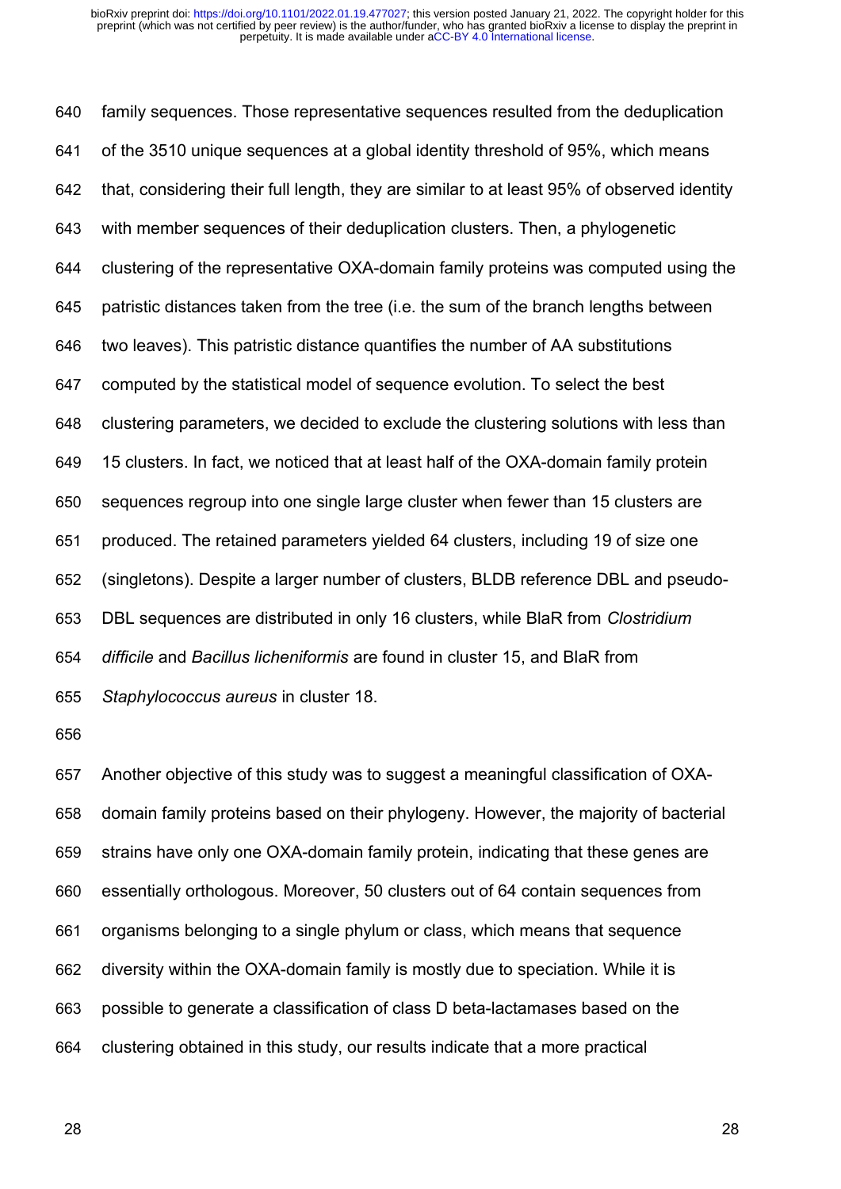family sequences. Those representative sequences resulted from the deduplication of the 3510 unique sequences at a global identity threshold of 95%, which means that, considering their full length, they are similar to at least 95% of observed identity with member sequences of their deduplication clusters. Then, a phylogenetic clustering of the representative OXA-domain family proteins was computed using the patristic distances taken from the tree (i.e. the sum of the branch lengths between two leaves). This patristic distance quantifies the number of AA substitutions computed by the statistical model of sequence evolution. To select the best clustering parameters, we decided to exclude the clustering solutions with less than 15 clusters. In fact, we noticed that at least half of the OXA-domain family protein sequences regroup into one single large cluster when fewer than 15 clusters are produced. The retained parameters yielded 64 clusters, including 19 of size one (singletons). Despite a larger number of clusters, BLDB reference DBL and pseudo-DBL sequences are distributed in only 16 clusters, while BlaR from *Clostridium difficile* and *Bacillus licheniformis* are found in cluster 15, and BlaR from *Staphylococcus aureus* in cluster 18.

Another objective of this study was to suggest a meaningful classification of OXA-domain family proteins based on their phylogeny. However, the majority of bacterial strains have only one OXA-domain family protein, indicating that these genes are essentially orthologous. Moreover, 50 clusters out of 64 contain sequences from organisms belonging to a single phylum or class, which means that sequence diversity within the OXA-domain family is mostly due to speciation. While it is possible to generate a classification of class D beta-lactamases based on the clustering obtained in this study, our results indicate that a more practical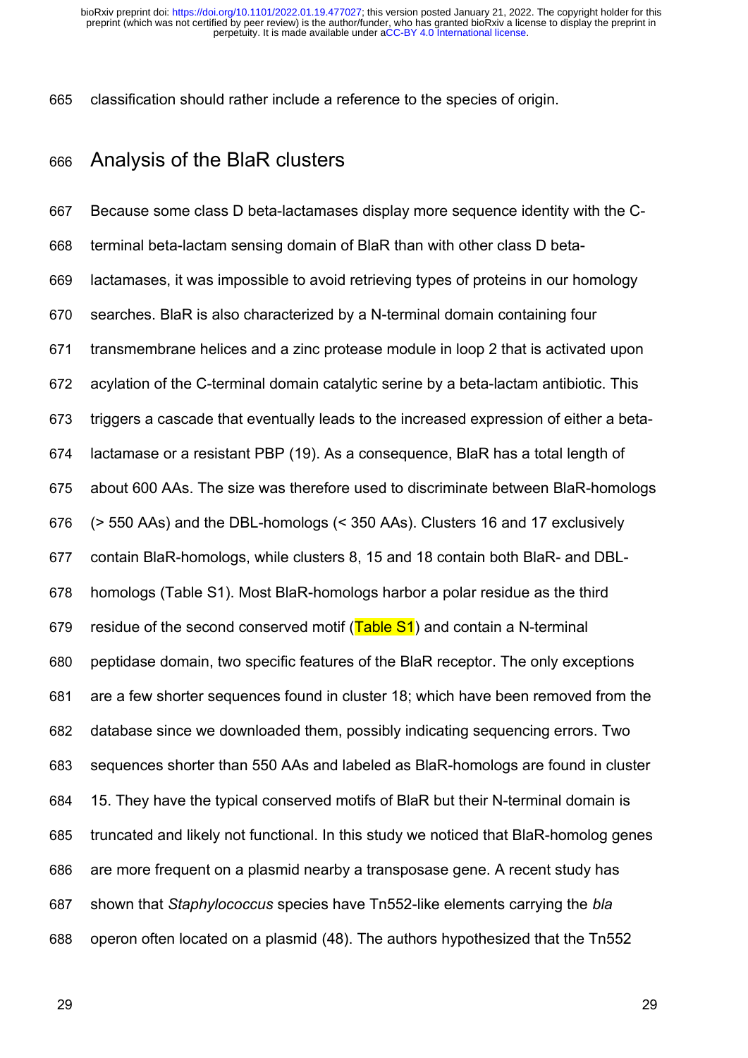classification should rather include a reference to the species of origin.

## Analysis of the BlaR clusters

Because some class D beta-lactamases display more sequence identity with the C-terminal beta-lactam sensing domain of BlaR than with other class D beta-lactamases, it was impossible to avoid retrieving types of proteins in our homology searches. BlaR is also characterized by a N-terminal domain containing four transmembrane helices and a zinc protease module in loop 2 that is activated upon acylation of the C-terminal domain catalytic serine by a beta-lactam antibiotic. This triggers a cascade that eventually leads to the increased expression of either a beta-lactamase or a resistant PBP (19). As a consequence, BlaR has a total length of about 600 AAs. The size was therefore used to discriminate between BlaR-homologs (> 550 AAs) and the DBL-homologs (< 350 AAs). Clusters 16 and 17 exclusively contain BlaR-homologs, while clusters 8, 15 and 18 contain both BlaR- and DBL-homologs (Table S1). Most BlaR-homologs harbor a polar residue as the third residue of the second conserved motif (Table S1) and contain a N-terminal peptidase domain, two specific features of the BlaR receptor. The only exceptions are a few shorter sequences found in cluster 18; which have been removed from the database since we downloaded them, possibly indicating sequencing errors. Two sequences shorter than 550 AAs and labeled as BlaR-homologs are found in cluster 15. They have the typical conserved motifs of BlaR but their N-terminal domain is truncated and likely not functional. In this study we noticed that BlaR-homolog genes are more frequent on a plasmid nearby a transposase gene. A recent study has shown that *Staphylococcus* species have Tn552-like elements carrying the *bla* operon often located on a plasmid (48). The authors hypothesized that the Tn552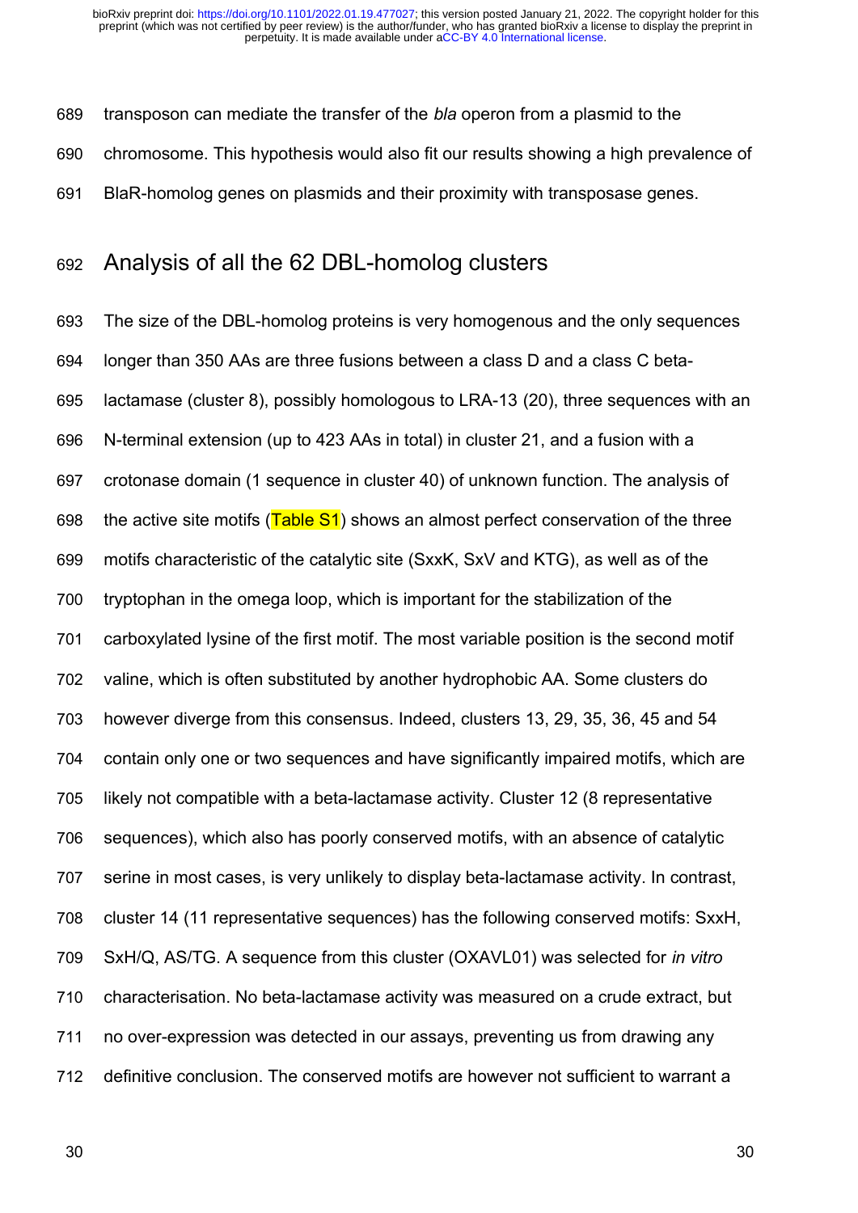transposon can mediate the transfer of the *bla* operon from a plasmid to the chromosome. This hypothesis would also fit our results showing a high prevalence of BlaR-homolog genes on plasmids and their proximity with transposase genes.

## Analysis of all the 62 DBL-homolog clusters

The size of the DBL-homolog proteins is very homogenous and the only sequences longer than 350 AAs are three fusions between a class D and a class C beta-lactamase (cluster 8), possibly homologous to LRA-13 (20), three sequences with an N-terminal extension (up to 423 AAs in total) in cluster 21, and a fusion with a crotonase domain (1 sequence in cluster 40) of unknown function. The analysis of the active site motifs (Table S1) shows an almost perfect conservation of the three motifs characteristic of the catalytic site (SxxK, SxV and KTG), as well as of the tryptophan in the omega loop, which is important for the stabilization of the carboxylated lysine of the first motif. The most variable position is the second motif valine, which is often substituted by another hydrophobic AA. Some clusters do however diverge from this consensus. Indeed, clusters 13, 29, 35, 36, 45 and 54 contain only one or two sequences and have significantly impaired motifs, which are likely not compatible with a beta-lactamase activity. Cluster 12 (8 representative sequences), which also has poorly conserved motifs, with an absence of catalytic serine in most cases, is very unlikely to display beta-lactamase activity. In contrast, cluster 14 (11 representative sequences) has the following conserved motifs: SxxH, SxH/Q, AS/TG. A sequence from this cluster (OXAVL01) was selected for *in vitro* characterisation. No beta-lactamase activity was measured on a crude extract, but no over-expression was detected in our assays, preventing us from drawing any definitive conclusion. The conserved motifs are however not sufficient to warrant a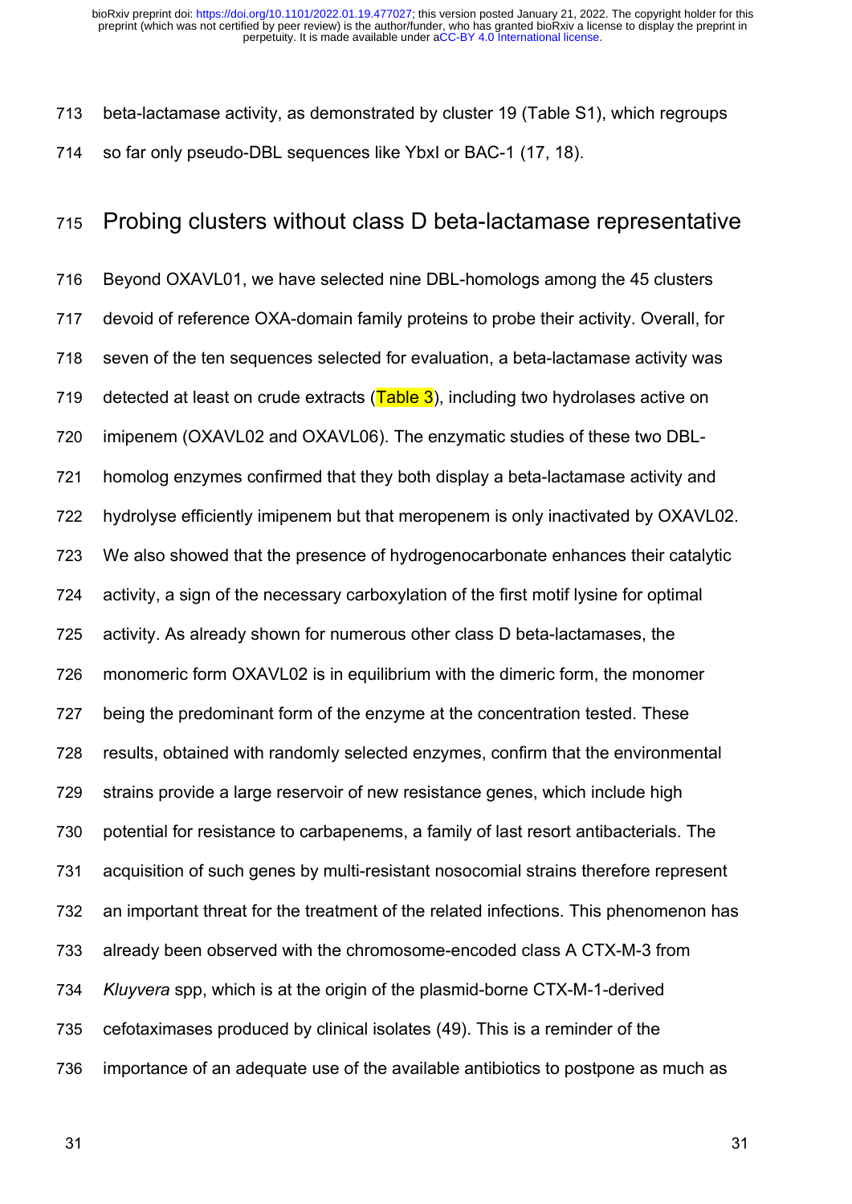beta-lactamase activity, as demonstrated by cluster 19 (Table S1), which regroups so far only pseudo-DBL sequences like YbxI or BAC-1 (17, 18).

## Probing clusters without class D beta-lactamase representative

Beyond OXAVL01, we have selected nine DBL-homologs among the 45 clusters devoid of reference OXA-domain family proteins to probe their activity. Overall, for seven of the ten sequences selected for evaluation, a beta-lactamase activity was detected at least on crude extracts (Table 3), including two hydrolases active on imipenem (OXAVL02 and OXAVL06). The enzymatic studies of these two DBL-homolog enzymes confirmed that they both display a beta-lactamase activity and hydrolyse efficiently imipenem but that meropenem is only inactivated by OXAVL02. We also showed that the presence of hydrogenocarbonate enhances their catalytic activity, a sign of the necessary carboxylation of the first motif lysine for optimal activity. As already shown for numerous other class D beta-lactamases, the monomeric form OXAVL02 is in equilibrium with the dimeric form, the monomer being the predominant form of the enzyme at the concentration tested. These results, obtained with randomly selected enzymes, confirm that the environmental strains provide a large reservoir of new resistance genes, which include high potential for resistance to carbapenems, a family of last resort antibacterials. The acquisition of such genes by multi-resistant nosocomial strains therefore represent an important threat for the treatment of the related infections. This phenomenon has already been observed with the chromosome-encoded class A CTX-M-3 from *Kluyvera* spp, which is at the origin of the plasmid-borne CTX-M-1-derived cefotaximases produced by clinical isolates (49). This is a reminder of the importance of an adequate use of the available antibiotics to postpone as much as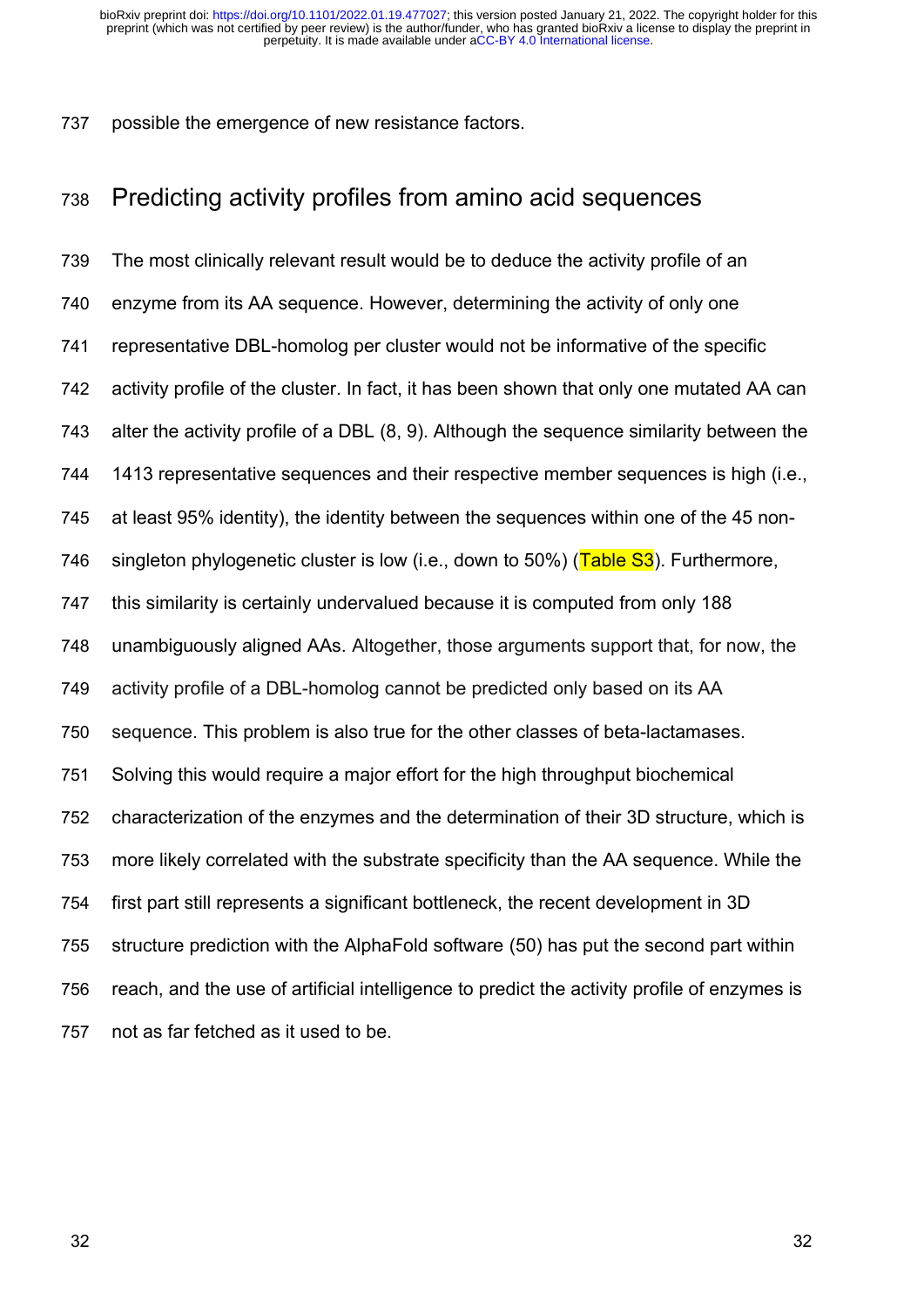possible the emergence of new resistance factors.

## Predicting activity profiles from amino acid sequences

The most clinically relevant result would be to deduce the activity profile of an enzyme from its AA sequence. However, determining the activity of only one representative DBL-homolog per cluster would not be informative of the specific activity profile of the cluster. In fact, it has been shown that only one mutated AA can alter the activity profile of a DBL (8, 9). Although the sequence similarity between the 1413 representative sequences and their respective member sequences is high (i.e., at least 95% identity), the identity between the sequences within one of the 45 non-singleton phylogenetic cluster is low (i.e., down to 50%) (Table S3). Furthermore, this similarity is certainly undervalued because it is computed from only 188 unambiguously aligned AAs. Altogether, those arguments support that, for now, the activity profile of a DBL-homolog cannot be predicted only based on its AA sequence. This problem is also true for the other classes of beta-lactamases. Solving this would require a major effort for the high throughput biochemical characterization of the enzymes and the determination of their 3D structure, which is more likely correlated with the substrate specificity than the AA sequence. While the first part still represents a significant bottleneck, the recent development in 3D structure prediction with the AlphaFold software (50) has put the second part within reach, and the use of artificial intelligence to predict the activity profile of enzymes is not as far fetched as it used to be.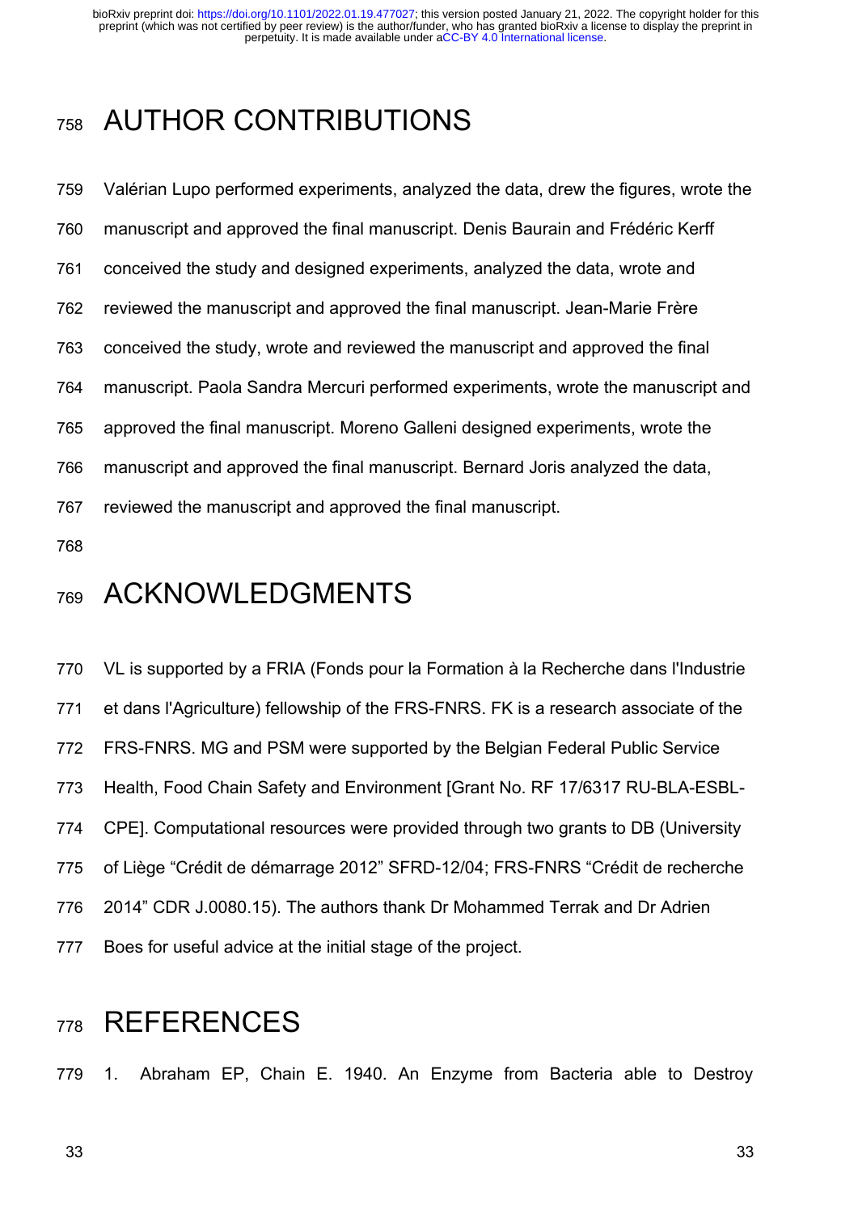# AUTHOR CONTRIBUTIONS

Valérian Lupo performed experiments, analyzed the data, drew the figures, wrote the manuscript and approved the final manuscript. Denis Baurain and Frédéric Kerff conceived the study and designed experiments, analyzed the data, wrote and reviewed the manuscript and approved the final manuscript. Jean-Marie Frère conceived the study, wrote and reviewed the manuscript and approved the final manuscript. Paola Sandra Mercuri performed experiments, wrote the manuscript and approved the final manuscript. Moreno Galleni designed experiments, wrote the manuscript and approved the final manuscript. Bernard Joris analyzed the data, reviewed the manuscript and approved the final manuscript.

# ACKNOWLEDGMENTS

VL is supported by a FRIA (Fonds pour la Formation à la Recherche dans l'Industrie et dans l'Agriculture) fellowship of the FRS-FNRS. FK is a research associate of the FRS-FNRS. MG and PSM were supported by the Belgian Federal Public Service Health, Food Chain Safety and Environment [Grant No. RF 17/6317 RU-BLA-ESBL-CPE]. Computational resources were provided through two grants to DB (University of Liège "Crédit de démarrage 2012" SFRD-12/04; FRS-FNRS "Crédit de recherche 2014" CDR J.0080.15). The authors thank Dr Mohammed Terrak and Dr Adrien Boes for useful advice at the initial stage of the project.

# REFERENCES

1. Abraham EP, Chain E. 1940. An Enzyme from Bacteria able to Destroy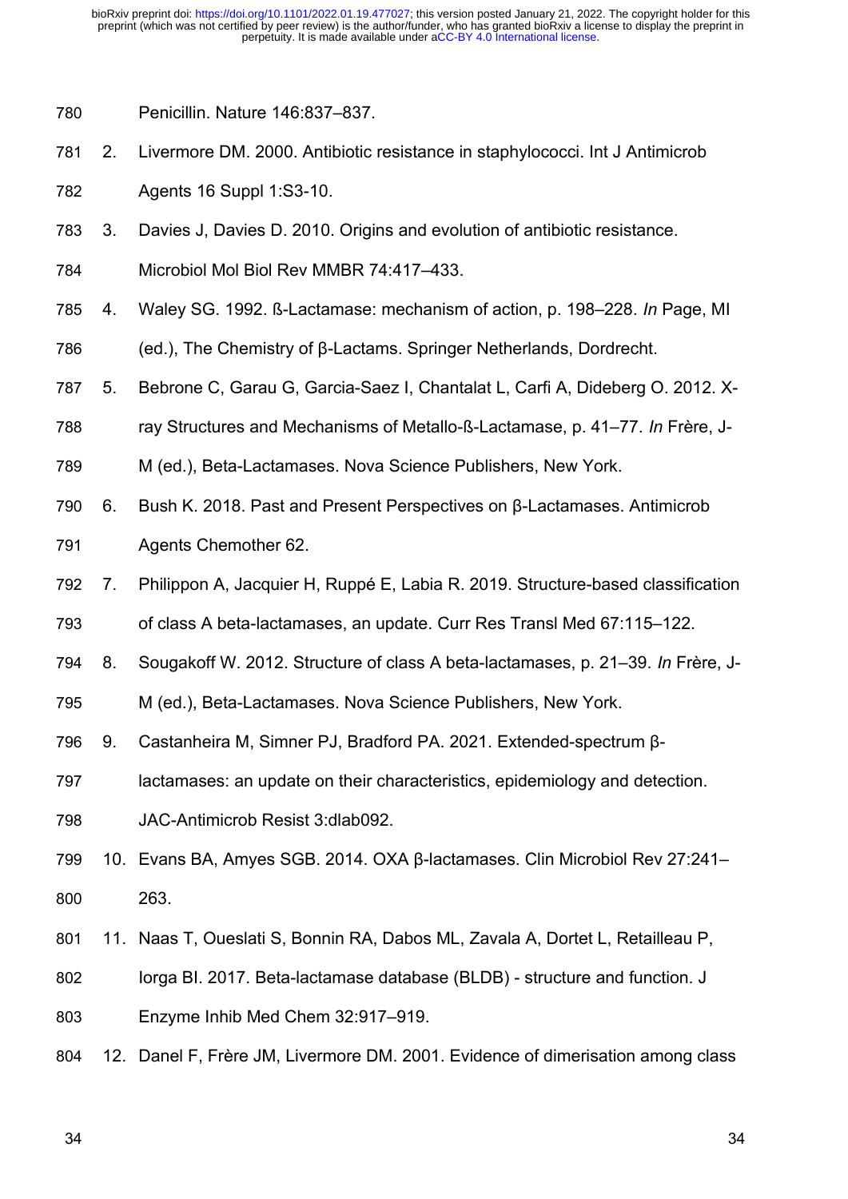Penicillin. Nature 146:837–837.

2. Livermore DM. 2000. Antibiotic resistance in staphylococci. Int J Antimicrob Agents 16 Suppl 1:S3-10.
3. Davies J, Davies D. 2010. Origins and evolution of antibiotic resistance. Microbiol Mol Biol Rev MMBR 74:417–433.
4. Waley SG. 1992. ß-Lactamase: mechanism of action, p. 198–228. *In* Page, MI (ed.), The Chemistry of β-Lactams. Springer Netherlands, Dordrecht.
5. Bebrone C, Garau G, Garcia-Saez I, Chantalat L, Carfi A, Dideberg O. 2012. X-ray Structures and Mechanisms of Metallo-ß-Lactamase, p. 41–77. *In* Frère, J-M (ed.), Beta-Lactamases. Nova Science Publishers, New York.
6. Bush K. 2018. Past and Present Perspectives on β-Lactamases. Antimicrob Agents Chemother 62.
7. Philippon A, Jacquier H, Ruppé E, Labia R. 2019. Structure-based classification of class A beta-lactamases, an update. Curr Res Transl Med 67:115–122.
8. Sougakoff W. 2012. Structure of class A beta-lactamases, p. 21–39. *In* Frère, J-M (ed.), Beta-Lactamases. Nova Science Publishers, New York.
9. Castanheira M, Simner PJ, Bradford PA. 2021. Extended-spectrum β-lactamases: an update on their characteristics, epidemiology and detection. JAC-Antimicrob Resist 3:dlab092.
10. Evans BA, Amyes SGB. 2014. OXA β-lactamases. Clin Microbiol Rev 27:241–263.
11. Naas T, Oueslati S, Bonnin RA, Dabos ML, Zavala A, Dortet L, Retailleau P, Iorga BI. 2017. Beta-lactamase database (BLDB) - structure and function. J Enzyme Inhib Med Chem 32:917–919.
12. Danel F, Frère JM, Livermore DM. 2001. Evidence of dimerisation among class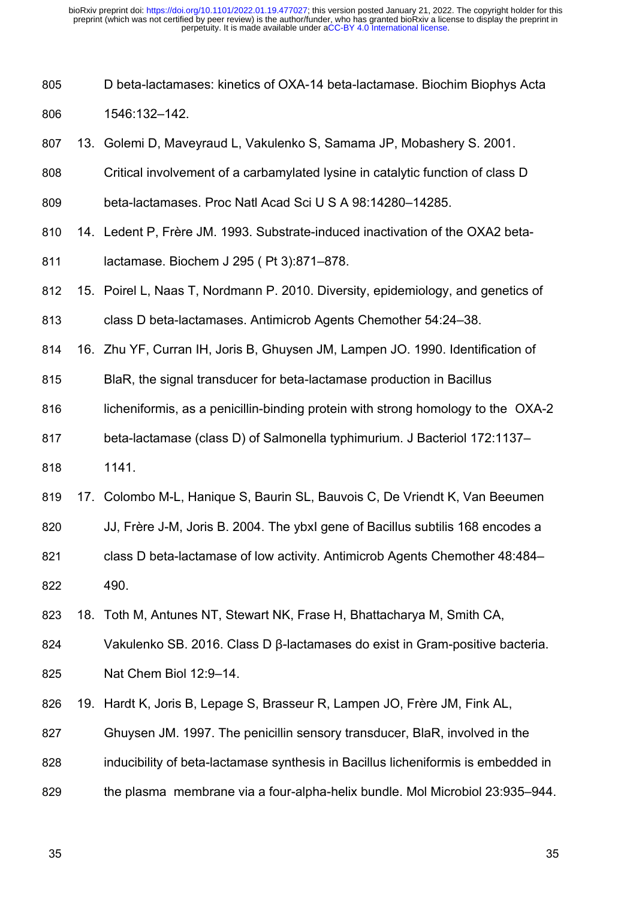D beta-lactamases: kinetics of OXA-14 beta-lactamase. Biochim Biophys Acta 1546:132–142.

13. Golemi D, Maveyraud L, Vakulenko S, Samama JP, Mobashery S. 2001. Critical involvement of a carbamylated lysine in catalytic function of class D beta-lactamases. Proc Natl Acad Sci U S A 98:14280–14285.
14. Ledent P, Frère JM. 1993. Substrate-induced inactivation of the OXA2 beta-lactamase. Biochem J 295 ( Pt 3):871–878.
15. Poirel L, Naas T, Nordmann P. 2010. Diversity, epidemiology, and genetics of class D beta-lactamases. Antimicrob Agents Chemother 54:24–38.
16. Zhu YF, Curran IH, Joris B, Ghuysen JM, Lampen JO. 1990. Identification of BlaR, the signal transducer for beta-lactamase production in Bacillus licheniformis, as a penicillin-binding protein with strong homology to the OXA-2 beta-lactamase (class D) of Salmonella typhimurium. J Bacteriol 172:1137–1141.
17. Colombo M-L, Hanique S, Baurin SL, Bauvois C, De Vriendt K, Van Beeumen JJ, Frère J-M, Joris B. 2004. The ybxI gene of Bacillus subtilis 168 encodes a class D beta-lactamase of low activity. Antimicrob Agents Chemother 48:484–490.
18. Toth M, Antunes NT, Stewart NK, Frase H, Bhattacharya M, Smith CA, Vakulenko SB. 2016. Class D β-lactamases do exist in Gram-positive bacteria. Nat Chem Biol 12:9–14.
19. Hardt K, Joris B, Lepage S, Brasseur R, Lampen JO, Frère JM, Fink AL, Ghuysen JM. 1997. The penicillin sensory transducer, BlaR, involved in the inducibility of beta-lactamase synthesis in Bacillus licheniformis is embedded in the plasma membrane via a four-alpha-helix bundle. Mol Microbiol 23:935–944.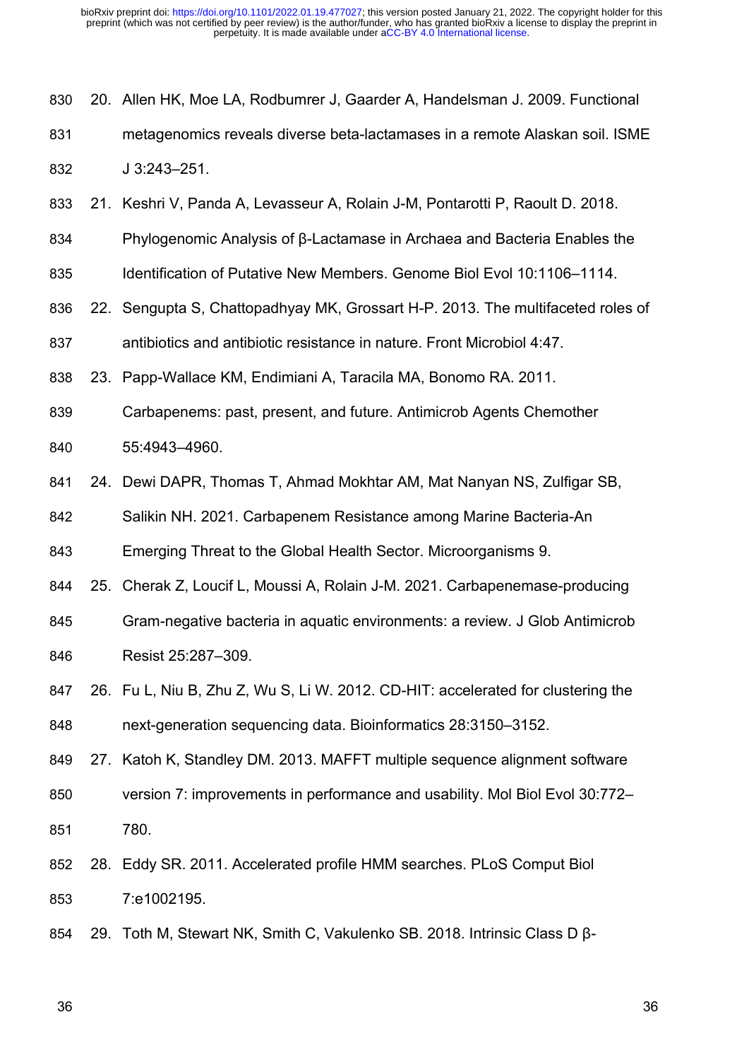20. Allen HK, Moe LA, Rodbumrer J, Gaarder A, Handelsman J. 2009. Functional metagenomics reveals diverse beta-lactamases in a remote Alaskan soil. ISME J 3:243–251.
21. Keshri V, Panda A, Levasseur A, Rolain J-M, Pontarotti P, Raoult D. 2018. Phylogenomic Analysis of β-Lactamase in Archaea and Bacteria Enables the Identification of Putative New Members. Genome Biol Evol 10:1106–1114.
22. Sengupta S, Chattopadhyay MK, Grossart H-P. 2013. The multifaceted roles of antibiotics and antibiotic resistance in nature. Front Microbiol 4:47.
23. Papp-Wallace KM, Endimiani A, Taracila MA, Bonomo RA. 2011. Carbapenems: past, present, and future. Antimicrob Agents Chemother 55:4943–4960.
24. Dewi DAPR, Thomas T, Ahmad Mokhtar AM, Mat Nanyan NS, Zulfigar SB, Salikin NH. 2021. Carbapenem Resistance among Marine Bacteria-An Emerging Threat to the Global Health Sector. Microorganisms 9.
25. Cherak Z, Loucif L, Moussi A, Rolain J-M. 2021. Carbapenemase-producing Gram-negative bacteria in aquatic environments: a review. J Glob Antimicrob Resist 25:287–309.
26. Fu L, Niu B, Zhu Z, Wu S, Li W. 2012. CD-HIT: accelerated for clustering the next-generation sequencing data. Bioinformatics 28:3150–3152.
27. Katoh K, Standley DM. 2013. MAFFT multiple sequence alignment software version 7: improvements in performance and usability. Mol Biol Evol 30:772–780.
28. Eddy SR. 2011. Accelerated profile HMM searches. PLoS Comput Biol 7:e1002195.
29. Toth M, Stewart NK, Smith C, Vakulenko SB. 2018. Intrinsic Class D β-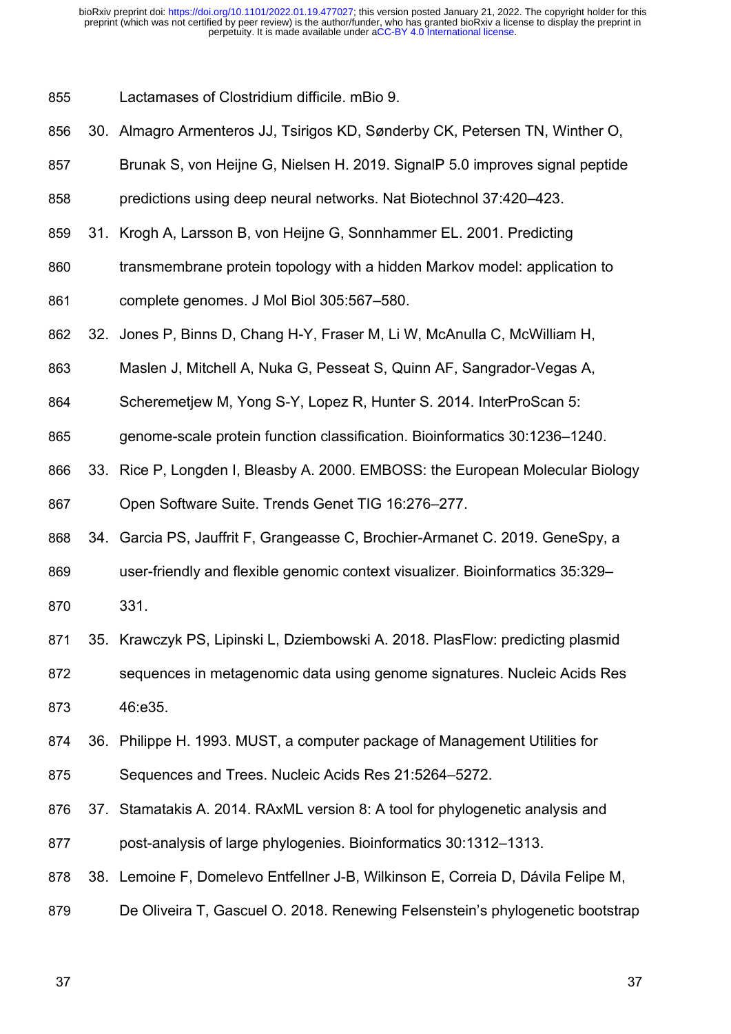Lactamases of Clostridium difficile. mBio 9.

30. Almagro Armenteros JJ, Tsirigos KD, Sønderby CK, Petersen TN, Winther O, Brunak S, von Heijne G, Nielsen H. 2019. SignalP 5.0 improves signal peptide predictions using deep neural networks. Nat Biotechnol 37:420–423.
31. Krogh A, Larsson B, von Heijne G, Sonnhammer EL. 2001. Predicting transmembrane protein topology with a hidden Markov model: application to complete genomes. J Mol Biol 305:567–580.
32. Jones P, Binns D, Chang H-Y, Fraser M, Li W, McAnulla C, McWilliam H, Maslen J, Mitchell A, Nuka G, Pesseat S, Quinn AF, Sangrador-Vegas A, Scheremetjew M, Yong S-Y, Lopez R, Hunter S. 2014. InterProScan 5: genome-scale protein function classification. Bioinformatics 30:1236–1240.
33. Rice P, Longden I, Bleasby A. 2000. EMBOSS: the European Molecular Biology Open Software Suite. Trends Genet TIG 16:276–277.
34. Garcia PS, Jauffrit F, Grangeasse C, Brochier-Armanet C. 2019. GeneSpy, a user-friendly and flexible genomic context visualizer. Bioinformatics 35:329–331.
35. Krawczyk PS, Lipinski L, Dziembowski A. 2018. PlasFlow: predicting plasmid sequences in metagenomic data using genome signatures. Nucleic Acids Res 46:e35.
36. Philippe H. 1993. MUST, a computer package of Management Utilities for Sequences and Trees. Nucleic Acids Res 21:5264–5272.
37. Stamatakis A. 2014. RAxML version 8: A tool for phylogenetic analysis and post-analysis of large phylogenies. Bioinformatics 30:1312–1313.
38. Lemoine F, Domelevo Entfellner J-B, Wilkinson E, Correia D, Dávila Felipe M, De Oliveira T, Gascuel O. 2018. Renewing Felsenstein's phylogenetic bootstrap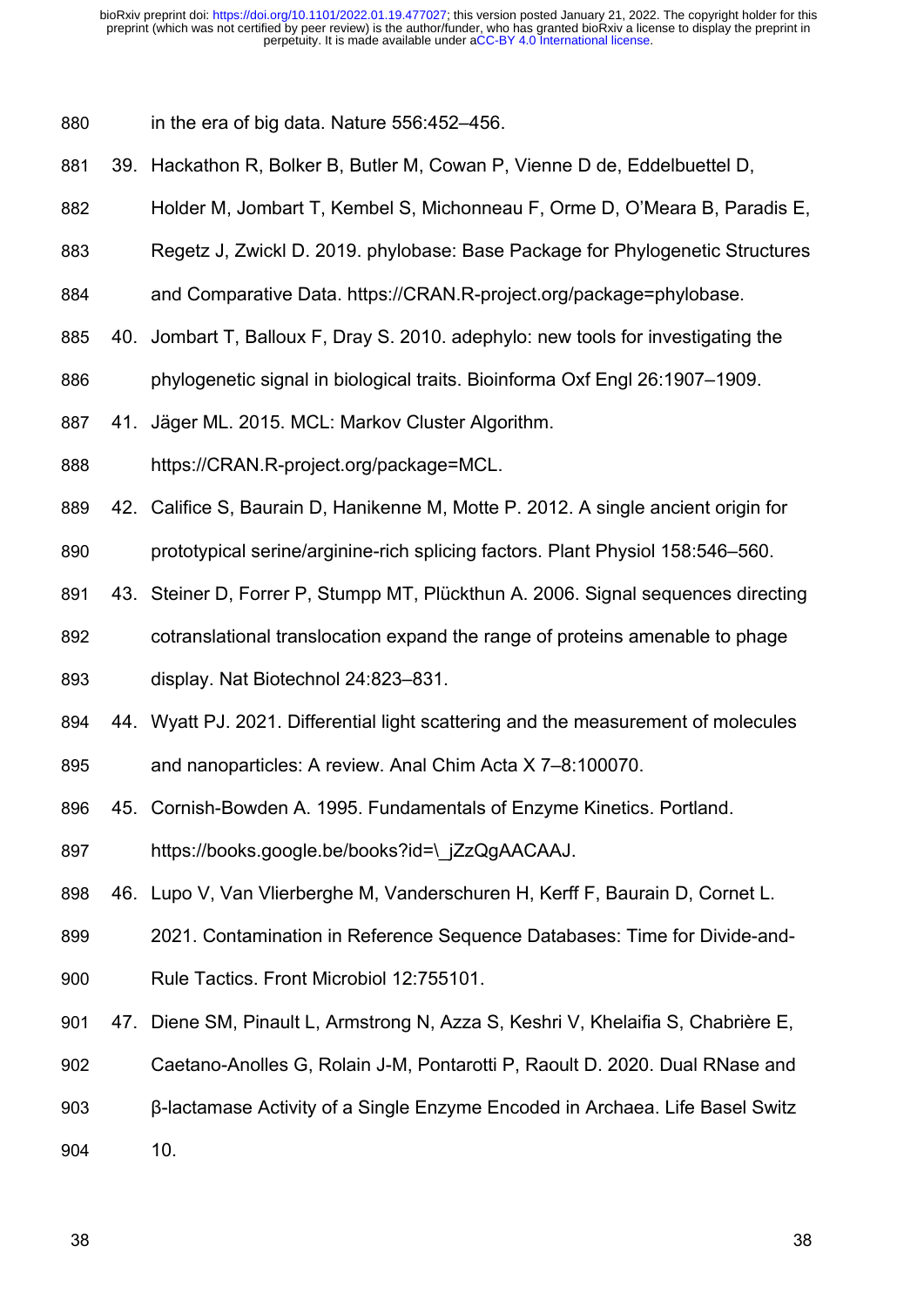in the era of big data. Nature 556:452–456.

39. Hackathon R, Bolker B, Butler M, Cowan P, Vienne D de, Eddelbuettel D, Holder M, Jombart T, Kembel S, Michonneau F, Orme D, O'Meara B, Paradis E, Regetz J, Zwickl D. 2019. phylobase: Base Package for Phylogenetic Structures and Comparative Data. https://CRAN.R-project.org/package=phylobase.
40. Jombart T, Balloux F, Dray S. 2010. adephylo: new tools for investigating the phylogenetic signal in biological traits. Bioinforma Oxf Engl 26:1907–1909.
41. Jäger ML. 2015. MCL: Markov Cluster Algorithm. https://CRAN.R-project.org/package=MCL.
42. Califice S, Baurain D, Hanikenne M, Motte P. 2012. A single ancient origin for prototypical serine/arginine-rich splicing factors. Plant Physiol 158:546–560.
43. Steiner D, Forrer P, Stumpp MT, Plückthun A. 2006. Signal sequences directing cotranslational translocation expand the range of proteins amenable to phage display. Nat Biotechnol 24:823–831.
44. Wyatt PJ. 2021. Differential light scattering and the measurement of molecules and nanoparticles: A review. Anal Chim Acta X 7–8:100070.
45. Cornish-Bowden A. 1995. Fundamentals of Enzyme Kinetics. Portland. https://books.google.be/books?id=\_jZzQgAACAAJ.
46. Lupo V, Van Vlierberghe M, Vanderschuren H, Kerff F, Baurain D, Cornet L. 2021. Contamination in Reference Sequence Databases: Time for Divide-and-Rule Tactics. Front Microbiol 12:755101.
47. Diene SM, Pinault L, Armstrong N, Azza S, Keshri V, Khelaifia S, Chabrière E, Caetano-Anolles G, Rolain J-M, Pontarotti P, Raoult D. 2020. Dual RNase and β-lactamase Activity of a Single Enzyme Encoded in Archaea. Life Basel Switz 10.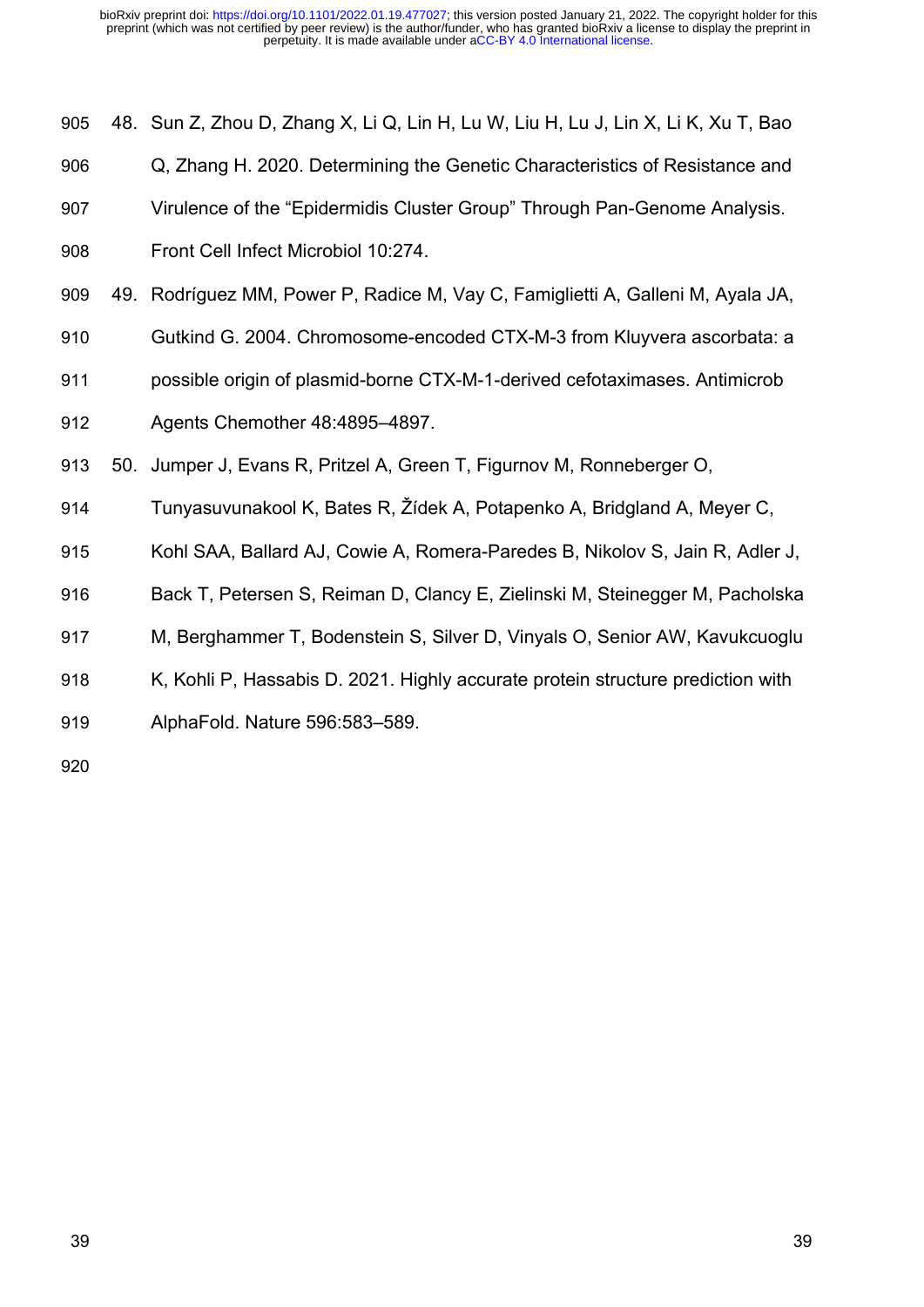48. Sun Z, Zhou D, Zhang X, Li Q, Lin H, Lu W, Liu H, Lu J, Lin X, Li K, Xu T, Bao Q, Zhang H. 2020. Determining the Genetic Characteristics of Resistance and Virulence of the "Epidermidis Cluster Group" Through Pan-Genome Analysis. Front Cell Infect Microbiol 10:274.
49. Rodríguez MM, Power P, Radice M, Vay C, Famiglietti A, Galleni M, Ayala JA, Gutkind G. 2004. Chromosome-encoded CTX-M-3 from Kluyvera ascorbata: a possible origin of plasmid-borne CTX-M-1-derived cefotaximases. Antimicrob Agents Chemother 48:4895–4897.
50. Jumper J, Evans R, Pritzel A, Green T, Figurnov M, Ronneberger O, Tunyasuvunakool K, Bates R, Žídek A, Potapenko A, Bridgland A, Meyer C, Kohl SAA, Ballard AJ, Cowie A, Romera-Paredes B, Nikolov S, Jain R, Adler J, Back T, Petersen S, Reiman D, Clancy E, Zielinski M, Steinegger M, Pacholska M, Berghammer T, Bodenstein S, Silver D, Vinyals O, Senior AW, Kavukcuoglu K, Kohli P, Hassabis D. 2021. Highly accurate protein structure prediction with AlphaFold. Nature 596:583–589.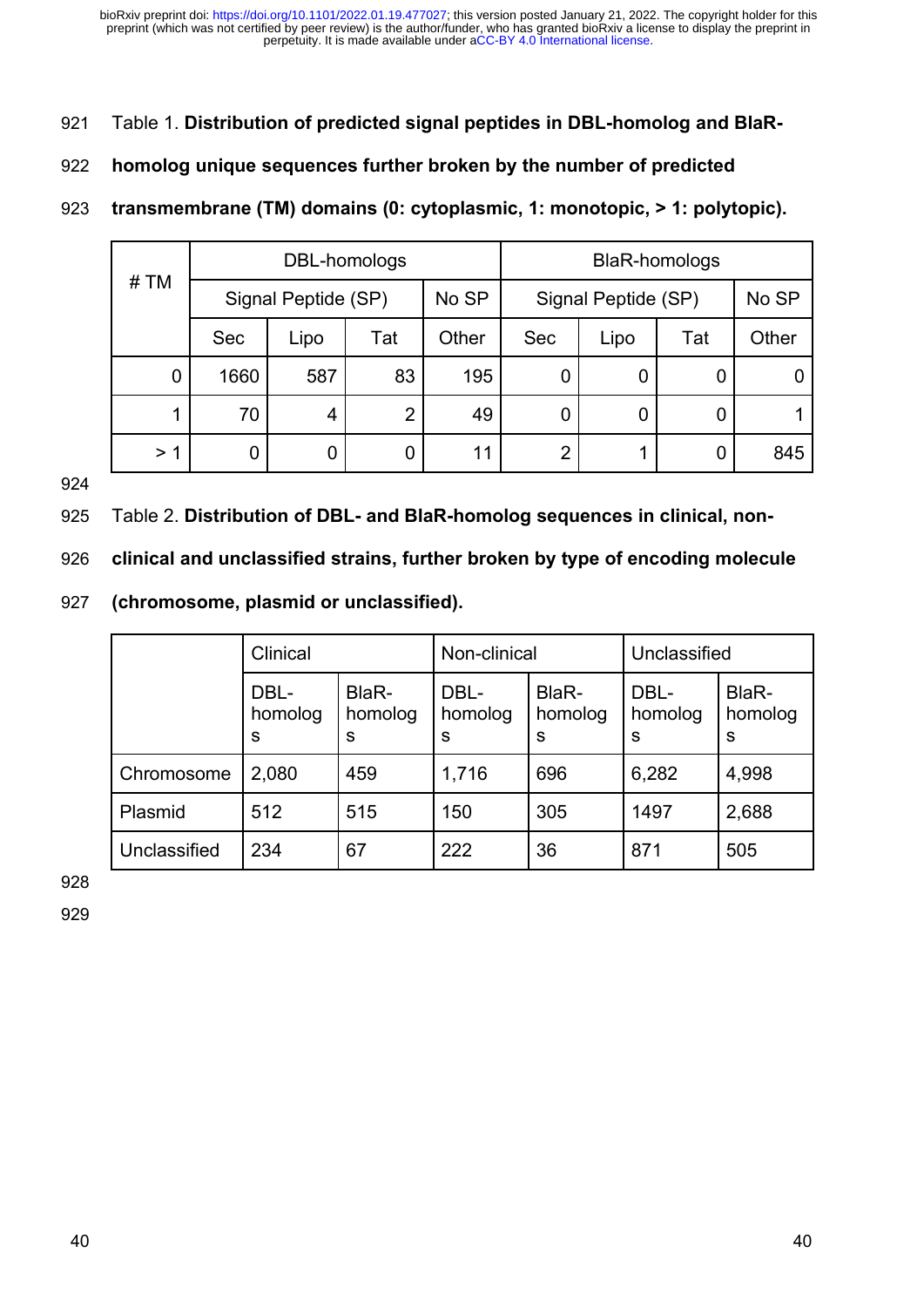Table 1. **Distribution of predicted signal peptides in DBL-homolog and BlaR-homolog unique sequences further broken by the number of predicted transmembrane (TM) domains (0: cytoplasmic, 1: monotopic, > 1: polytopic).**

| # TM | DBL-homologs | | | | BlaR-homologs | | | |
|---|---|---|---|---|---|---|---|---|
| | Signal Peptide (SP) | | | No SP | Signal Peptide (SP) | | | No SP |
| | Sec | Lipo | Tat | Other | Sec | Lipo | Tat | Other |
| 0 | 1660 | 587 | 83 | 195 | 0 | 0 | 0 | 0 |
| 1 | 70 | 4 | 2 | 49 | 0 | 0 | 0 | 1 |
| > 1 | 0 | 0 | 0 | 11 | 2 | 1 | 0 | 845 |

Table 2. **Distribution of DBL- and BlaR-homolog sequences in clinical, non-clinical and unclassified strains, further broken by type of encoding molecule (chromosome, plasmid or unclassified).**

| | Clinical | | Non-clinical | | Unclassified | |
|---|---|---|---|---|---|---|
| | DBL-homologs | BlaR-homologs | DBL-homologs | BlaR-homologs | DBL-homologs | BlaR-homologs |
| Chromosome | 2,080 | 459 | 1,716 | 696 | 6,282 | 4,998 |
| Plasmid | 512 | 515 | 150 | 305 | 1497 | 2,688 |
| Unclassified | 234 | 67 | 222 | 36 | 871 | 505 |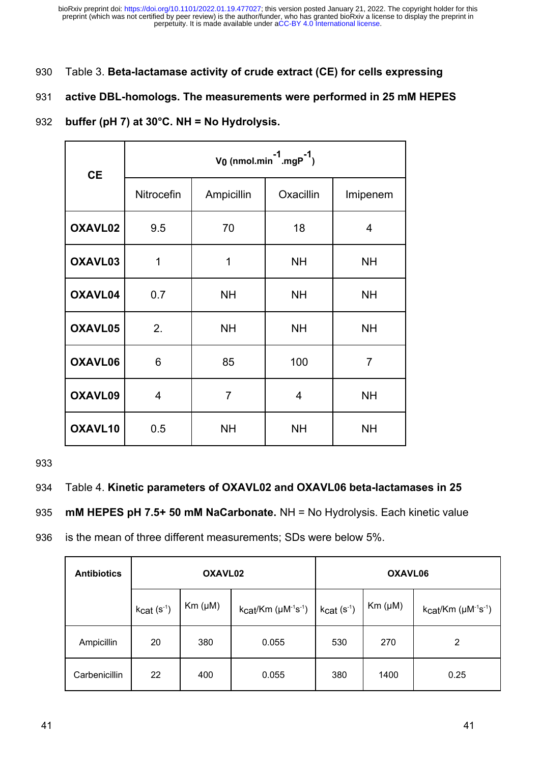Table 3. **Beta-lactamase activity of crude extract (CE) for cells expressing active DBL-homologs. The measurements were performed in 25 mM HEPES buffer (pH 7) at 30°C. NH = No Hydrolysis.**

| CE | $V_0$ (nmol.min$^{-1}$.mgP$^{-1}$) | | | |
|---|---|---|---|---|
| | Nitrocefin | Ampicillin | Oxacillin | Imipenem |
| **OXAVL02** | 9.5 | 70 | 18 | 4 |
| **OXAVL03** | 1 | 1 | NH | NH |
| **OXAVL04** | 0.7 | NH | NH | NH |
| **OXAVL05** | 2. | NH | NH | NH |
| **OXAVL06** | 6 | 85 | 100 | 7 |
| **OXAVL09** | 4 | 7 | 4 | NH |
| **OXAVL10** | 0.5 | NH | NH | NH |

Table 4. **Kinetic parameters of OXAVL02 and OXAVL06 beta-lactamases in 25 mM HEPES pH 7.5+ 50 mM NaCarbonate.** NH = No Hydrolysis. Each kinetic value is the mean of three different measurements; SDs were below 5%.

| Antibiotics | OXAVL02 | | | OXAVL06 | | |
|---|---|---|---|---|---|---|
| | $k_{cat}$ (s$^{-1}$) | Km (µM) | $k_{cat}$/Km (µM$^{-1}$s$^{-1}$) | $k_{cat}$ (s$^{-1}$) | Km (µM) | $k_{cat}$/Km (µM$^{-1}$s$^{-1}$) |
| Ampicillin | 20 | 380 | 0.055 | 530 | 270 | 2 |
| Carbenicillin | 22 | 400 | 0.055 | 380 | 1400 | 0.25 |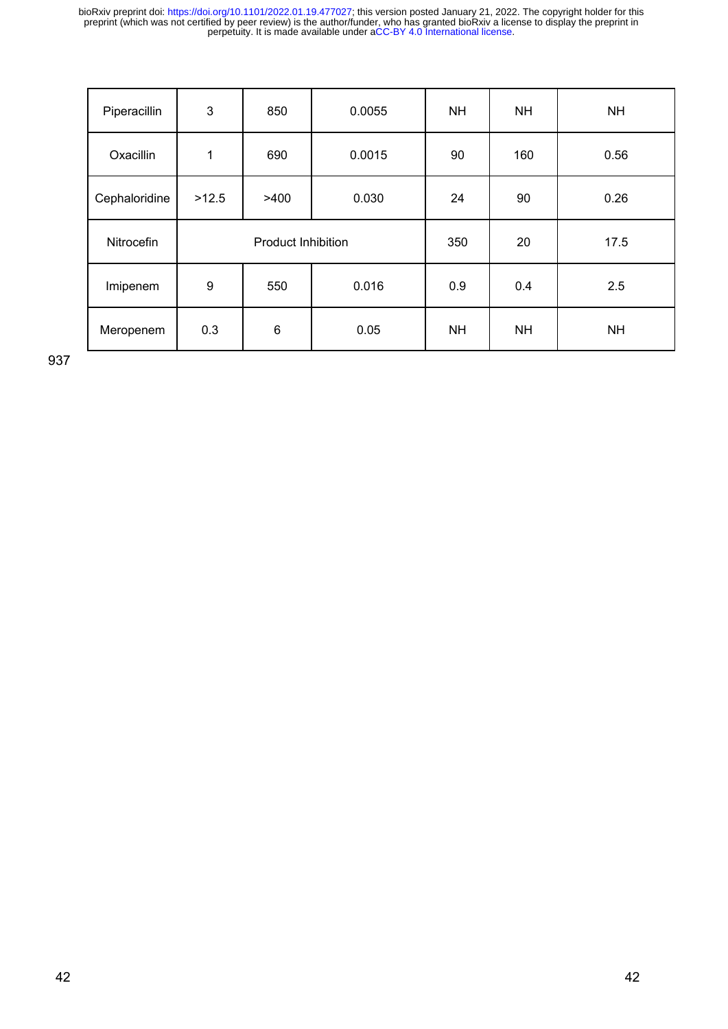| | | | | | | |
|---|---|---|---|---|---|---|
| Piperacillin | 3 | 850 | 0.0055 | NH | NH | NH |
| Oxacillin | 1 | 690 | 0.0015 | 90 | 160 | 0.56 |
| Cephaloridine | >12.5 | >400 | 0.030 | 24 | 90 | 0.26 |
| Nitrocefin | Product Inhibition | | | 350 | 20 | 17.5 |
| Imipenem | 9 | 550 | 0.016 | 0.9 | 0.4 | 2.5 |
| Meropenem | 0.3 | 6 | 0.05 | NH | NH | NH |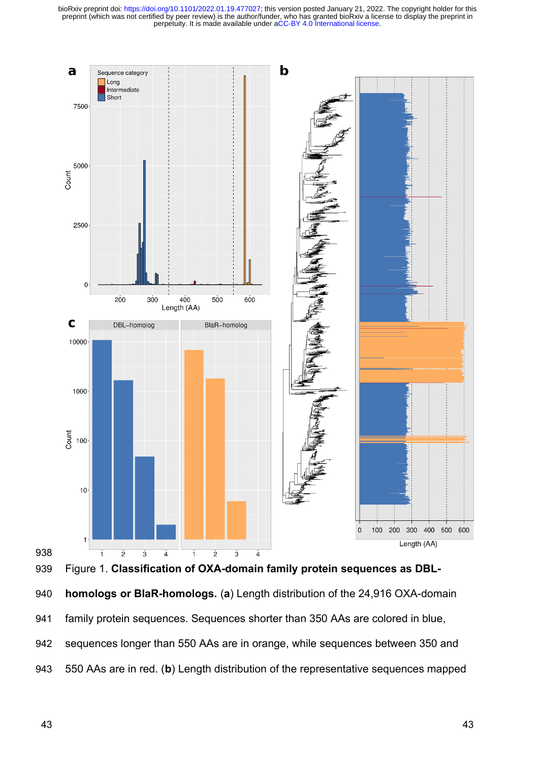Figure 1. **Classification of OXA-domain family protein sequences as DBL-homologs or BlaR-homologs.** (**a**) Length distribution of the 24,916 OXA-domain family protein sequences. Sequences shorter than 350 AAs are colored in blue, sequences longer than 550 AAs are in orange, while sequences between 350 and 550 AAs are in red. (**b**) Length distribution of the representative sequences mapped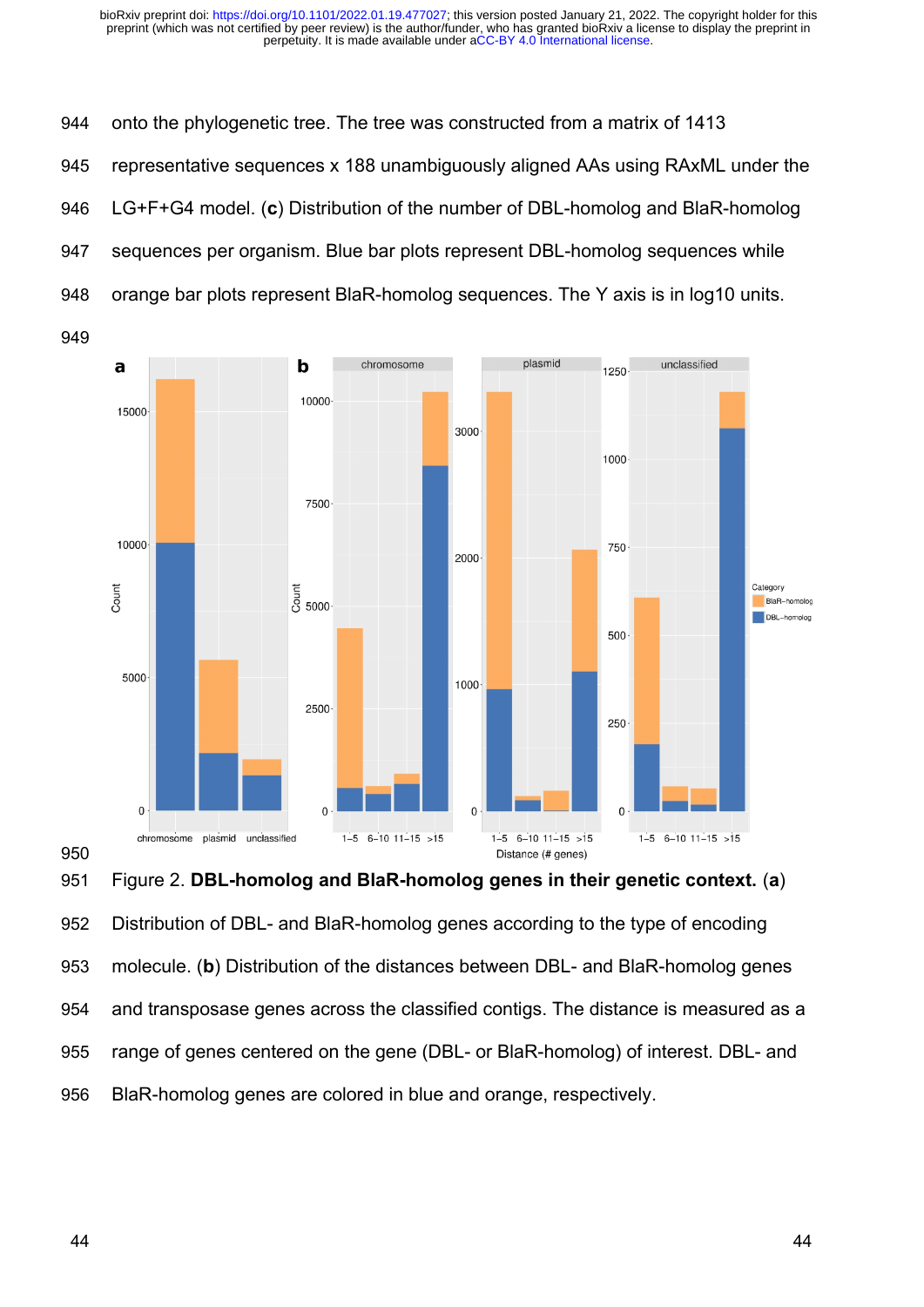onto the phylogenetic tree. The tree was constructed from a matrix of 1413 representative sequences x 188 unambiguously aligned AAs using RAxML under the LG+F+G4 model. (**c**) Distribution of the number of DBL-homolog and BlaR-homolog sequences per organism. Blue bar plots represent DBL-homolog sequences while orange bar plots represent BlaR-homolog sequences. The Y axis is in log10 units.

Figure 2. **DBL-homolog and BlaR-homolog genes in their genetic context.** (**a**) Distribution of DBL- and BlaR-homolog genes according to the type of encoding molecule. (**b**) Distribution of the distances between DBL- and BlaR-homolog genes and transposase genes across the classified contigs. The distance is measured as a range of genes centered on the gene (DBL- or BlaR-homolog) of interest. DBL- and BlaR-homolog genes are colored in blue and orange, respectively.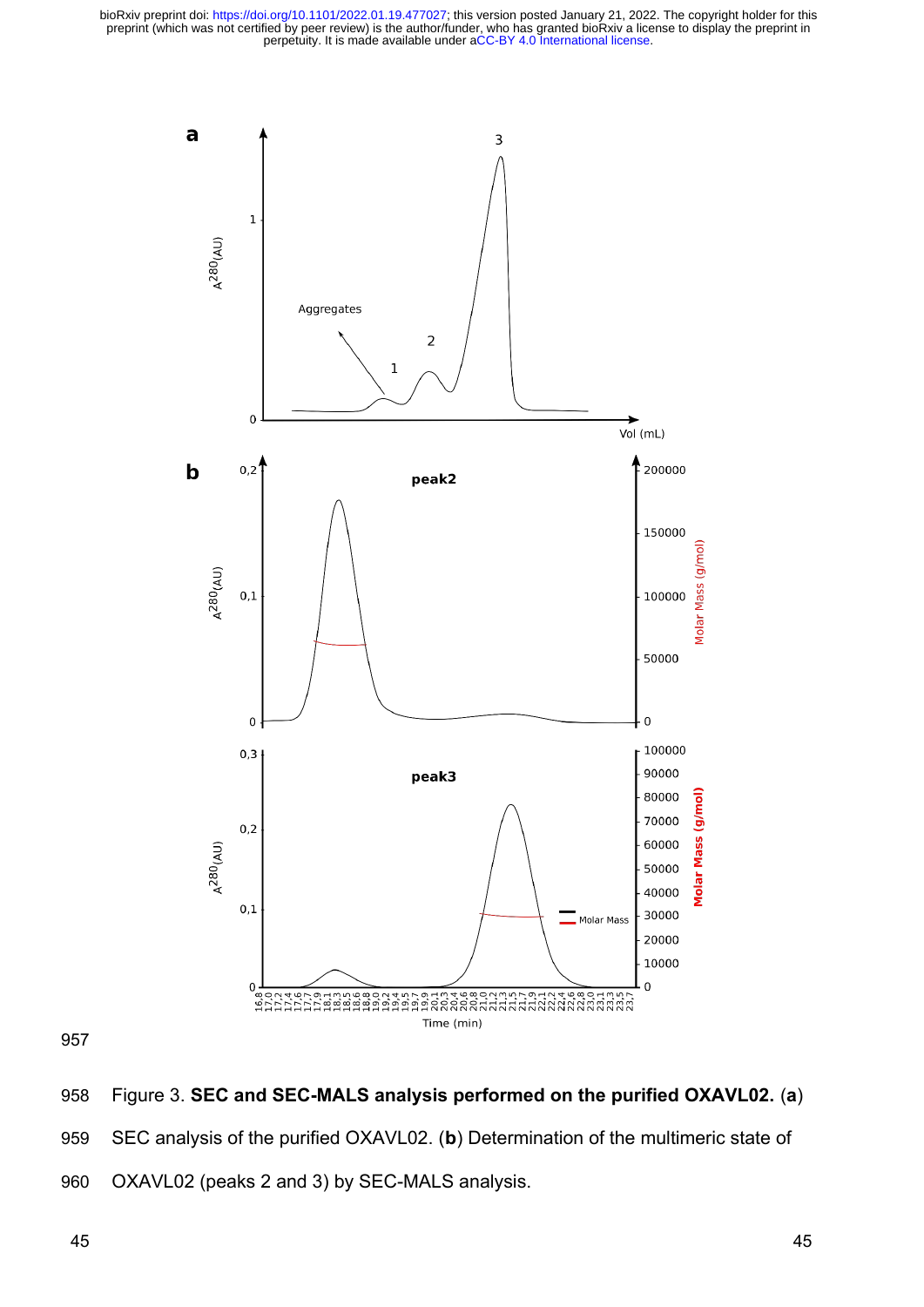a

3

1

A280(AU)

Aggregates

2

1

0

Vol (mL)

b

0,2

peak2

200000

150000

A280(AU)

0,1

100000

Molar Mass (g/mol)

50000

0

0

0,3

100000

peak3

90000

80000

0,2

70000

60000

A280(AU)

50000

Molar Mass (g/mol)

40000

0,1

30000

Molar Mass

20000

10000

0

0

16,8 17,0 17,2 17,4 17,6 17,7 17,9 18,1 18,3 18,5 18,6 18,8 19,0 19,2 19,4 19,5 19,7 19,9 20,1 20,3 20,4 20,6 20,8 21,0 21,2 21,3 21,5 21,7 21,9 22,1 22,2 22,4 22,6 22,8 23,0 23,1 23,3 23,5 23,7

Time (min)

Figure 3. **SEC and SEC-MALS analysis performed on the purified OXAVL02.** (**a**) SEC analysis of the purified OXAVL02. (**b**) Determination of the multimeric state of OXAVL02 (peaks 2 and 3) by SEC-MALS analysis.